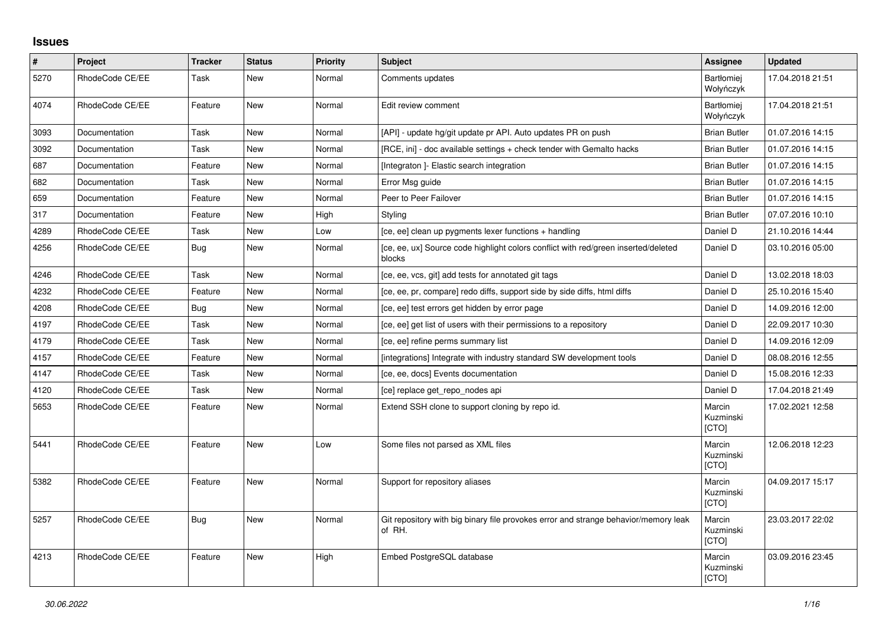## Issues

| # | Project | Tracker | Status | Priority | Subject | Assignee | Updated |
|---|---|---|---|---|---|---|---|
| 5270 | RhodeCode CE/EE | Task | New | Normal | Comments updates | Bartłomiej Wołyńczyk | 17.04.2018 21:51 |
| 4074 | RhodeCode CE/EE | Feature | New | Normal | Edit review comment | Bartłomiej Wołyńczyk | 17.04.2018 21:51 |
| 3093 | Documentation | Task | New | Normal | [API] - update hg/git update pr API. Auto updates PR on push | Brian Butler | 01.07.2016 14:15 |
| 3092 | Documentation | Task | New | Normal | [RCE, ini] - doc available settings + check tender with Gemalto hacks | Brian Butler | 01.07.2016 14:15 |
| 687 | Documentation | Feature | New | Normal | [Integraton ]- Elastic search integration | Brian Butler | 01.07.2016 14:15 |
| 682 | Documentation | Task | New | Normal | Error Msg guide | Brian Butler | 01.07.2016 14:15 |
| 659 | Documentation | Feature | New | Normal | Peer to Peer Failover | Brian Butler | 01.07.2016 14:15 |
| 317 | Documentation | Feature | New | High | Styling | Brian Butler | 07.07.2016 10:10 |
| 4289 | RhodeCode CE/EE | Task | New | Low | [ce, ee] clean up pygments lexer functions + handling | Daniel D | 21.10.2016 14:44 |
| 4256 | RhodeCode CE/EE | Bug | New | Normal | [ce, ee, ux] Source code highlight colors conflict with red/green inserted/deleted blocks | Daniel D | 03.10.2016 05:00 |
| 4246 | RhodeCode CE/EE | Task | New | Normal | [ce, ee, vcs, git] add tests for annotated git tags | Daniel D | 13.02.2018 18:03 |
| 4232 | RhodeCode CE/EE | Feature | New | Normal | [ce, ee, pr, compare] redo diffs, support side by side diffs, html diffs | Daniel D | 25.10.2016 15:40 |
| 4208 | RhodeCode CE/EE | Bug | New | Normal | [ce, ee] test errors get hidden by error page | Daniel D | 14.09.2016 12:00 |
| 4197 | RhodeCode CE/EE | Task | New | Normal | [ce, ee] get list of users with their permissions to a repository | Daniel D | 22.09.2017 10:30 |
| 4179 | RhodeCode CE/EE | Task | New | Normal | [ce, ee] refine perms summary list | Daniel D | 14.09.2016 12:09 |
| 4157 | RhodeCode CE/EE | Feature | New | Normal | [integrations] Integrate with industry standard SW development tools | Daniel D | 08.08.2016 12:55 |
| 4147 | RhodeCode CE/EE | Task | New | Normal | [ce, ee, docs] Events documentation | Daniel D | 15.08.2016 12:33 |
| 4120 | RhodeCode CE/EE | Task | New | Normal | [ce] replace get_repo_nodes api | Daniel D | 17.04.2018 21:49 |
| 5653 | RhodeCode CE/EE | Feature | New | Normal | Extend SSH clone to support cloning by repo id. | Marcin Kuzminski [CTO] | 17.02.2021 12:58 |
| 5441 | RhodeCode CE/EE | Feature | New | Low | Some files not parsed as XML files | Marcin Kuzminski [CTO] | 12.06.2018 12:23 |
| 5382 | RhodeCode CE/EE | Feature | New | Normal | Support for repository aliases | Marcin Kuzminski [CTO] | 04.09.2017 15:17 |
| 5257 | RhodeCode CE/EE | Bug | New | Normal | Git repository with big binary file provokes error and strange behavior/memory leak of RH. | Marcin Kuzminski [CTO] | 23.03.2017 22:02 |
| 4213 | RhodeCode CE/EE | Feature | New | High | Embed PostgreSQL database | Marcin Kuzminski [CTO] | 03.09.2016 23:45 |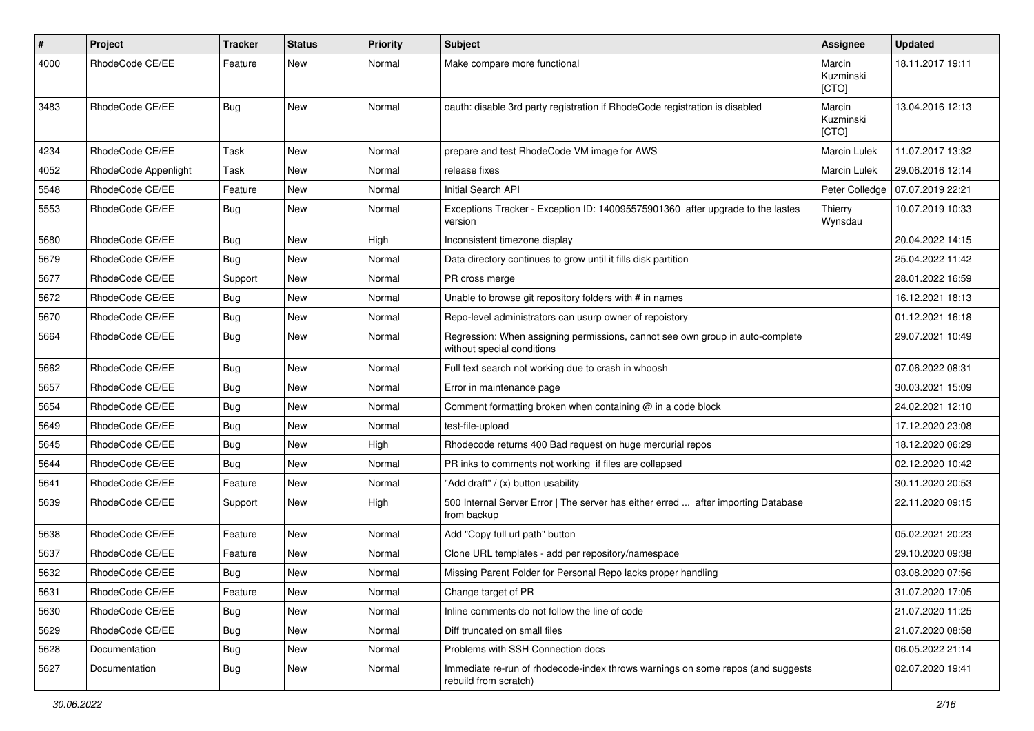| # | Project | Tracker | Status | Priority | Subject | Assignee | Updated |
|---|---|---|---|---|---|---|---|
| 4000 | RhodeCode CE/EE | Feature | New | Normal | Make compare more functional | Marcin Kuzminski [CTO] | 18.11.2017 19:11 |
| 3483 | RhodeCode CE/EE | Bug | New | Normal | oauth: disable 3rd party registration if RhodeCode registration is disabled | Marcin Kuzminski [CTO] | 13.04.2016 12:13 |
| 4234 | RhodeCode CE/EE | Task | New | Normal | prepare and test RhodeCode VM image for AWS | Marcin Lulek | 11.07.2017 13:32 |
| 4052 | RhodeCode Appenlight | Task | New | Normal | release fixes | Marcin Lulek | 29.06.2016 12:14 |
| 5548 | RhodeCode CE/EE | Feature | New | Normal | Initial Search API | Peter Colledge | 07.07.2019 22:21 |
| 5553 | RhodeCode CE/EE | Bug | New | Normal | Exceptions Tracker - Exception ID: 140095575901360 after upgrade to the lastes version | Thierry Wynsdau | 10.07.2019 10:33 |
| 5680 | RhodeCode CE/EE | Bug | New | High | Inconsistent timezone display | | 20.04.2022 14:15 |
| 5679 | RhodeCode CE/EE | Bug | New | Normal | Data directory continues to grow until it fills disk partition | | 25.04.2022 11:42 |
| 5677 | RhodeCode CE/EE | Support | New | Normal | PR cross merge | | 28.01.2022 16:59 |
| 5672 | RhodeCode CE/EE | Bug | New | Normal | Unable to browse git repository folders with # in names | | 16.12.2021 18:13 |
| 5670 | RhodeCode CE/EE | Bug | New | Normal | Repo-level administrators can usurp owner of repoistory | | 01.12.2021 16:18 |
| 5664 | RhodeCode CE/EE | Bug | New | Normal | Regression: When assigning permissions, cannot see own group in auto-complete without special conditions | | 29.07.2021 10:49 |
| 5662 | RhodeCode CE/EE | Bug | New | Normal | Full text search not working due to crash in whoosh | | 07.06.2022 08:31 |
| 5657 | RhodeCode CE/EE | Bug | New | Normal | Error in maintenance page | | 30.03.2021 15:09 |
| 5654 | RhodeCode CE/EE | Bug | New | Normal | Comment formatting broken when containing @ in a code block | | 24.02.2021 12:10 |
| 5649 | RhodeCode CE/EE | Bug | New | Normal | test-file-upload | | 17.12.2020 23:08 |
| 5645 | RhodeCode CE/EE | Bug | New | High | Rhodecode returns 400 Bad request on huge mercurial repos | | 18.12.2020 06:29 |
| 5644 | RhodeCode CE/EE | Bug | New | Normal | PR inks to comments not working if files are collapsed | | 02.12.2020 10:42 |
| 5641 | RhodeCode CE/EE | Feature | New | Normal | "Add draft" / (x) button usability | | 30.11.2020 20:53 |
| 5639 | RhodeCode CE/EE | Support | New | High | 500 Internal Server Error \| The server has either erred ... after importing Database from backup | | 22.11.2020 09:15 |
| 5638 | RhodeCode CE/EE | Feature | New | Normal | Add "Copy full url path" button | | 05.02.2021 20:23 |
| 5637 | RhodeCode CE/EE | Feature | New | Normal | Clone URL templates - add per repository/namespace | | 29.10.2020 09:38 |
| 5632 | RhodeCode CE/EE | Bug | New | Normal | Missing Parent Folder for Personal Repo lacks proper handling | | 03.08.2020 07:56 |
| 5631 | RhodeCode CE/EE | Feature | New | Normal | Change target of PR | | 31.07.2020 17:05 |
| 5630 | RhodeCode CE/EE | Bug | New | Normal | Inline comments do not follow the line of code | | 21.07.2020 11:25 |
| 5629 | RhodeCode CE/EE | Bug | New | Normal | Diff truncated on small files | | 21.07.2020 08:58 |
| 5628 | Documentation | Bug | New | Normal | Problems with SSH Connection docs | | 06.05.2022 21:14 |
| 5627 | Documentation | Bug | New | Normal | Immediate re-run of rhodecode-index throws warnings on some repos (and suggests rebuild from scratch) | | 02.07.2020 19:41 |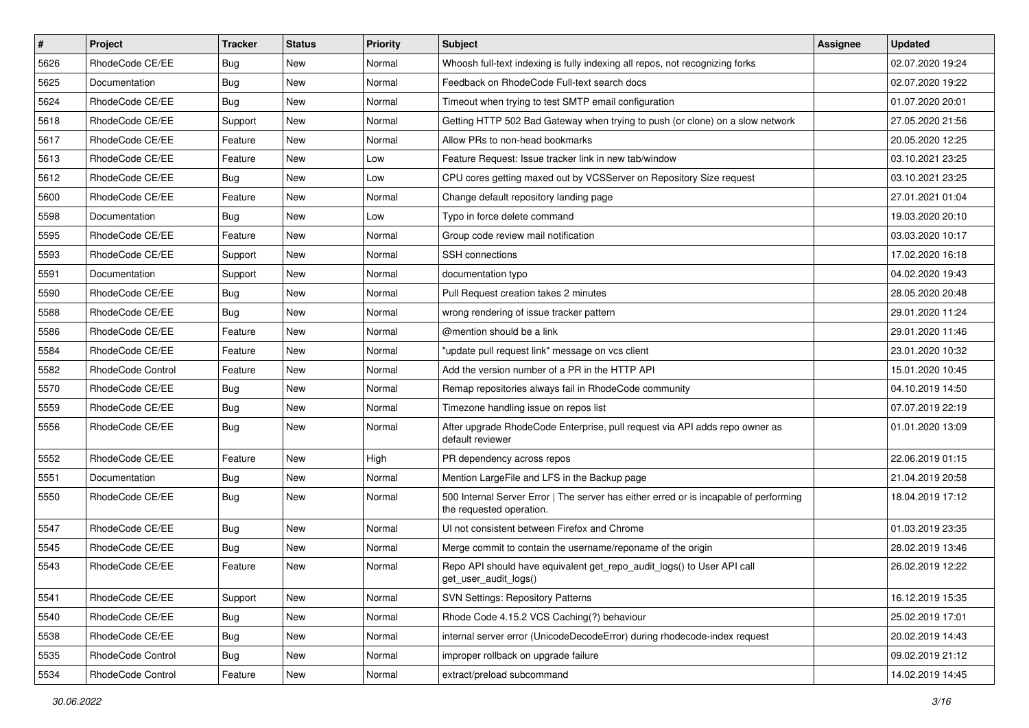| # | Project | Tracker | Status | Priority | Subject | Assignee | Updated |
|---|---|---|---|---|---|---|---|
| 5626 | RhodeCode CE/EE | Bug | New | Normal | Whoosh full-text indexing is fully indexing all repos, not recognizing forks | | 02.07.2020 19:24 |
| 5625 | Documentation | Bug | New | Normal | Feedback on RhodeCode Full-text search docs | | 02.07.2020 19:22 |
| 5624 | RhodeCode CE/EE | Bug | New | Normal | Timeout when trying to test SMTP email configuration | | 01.07.2020 20:01 |
| 5618 | RhodeCode CE/EE | Support | New | Normal | Getting HTTP 502 Bad Gateway when trying to push (or clone) on a slow network | | 27.05.2020 21:56 |
| 5617 | RhodeCode CE/EE | Feature | New | Normal | Allow PRs to non-head bookmarks | | 20.05.2020 12:25 |
| 5613 | RhodeCode CE/EE | Feature | New | Low | Feature Request: Issue tracker link in new tab/window | | 03.10.2021 23:25 |
| 5612 | RhodeCode CE/EE | Bug | New | Low | CPU cores getting maxed out by VCSServer on Repository Size request | | 03.10.2021 23:25 |
| 5600 | RhodeCode CE/EE | Feature | New | Normal | Change default repository landing page | | 27.01.2021 01:04 |
| 5598 | Documentation | Bug | New | Low | Typo in force delete command | | 19.03.2020 20:10 |
| 5595 | RhodeCode CE/EE | Feature | New | Normal | Group code review mail notification | | 03.03.2020 10:17 |
| 5593 | RhodeCode CE/EE | Support | New | Normal | SSH connections | | 17.02.2020 16:18 |
| 5591 | Documentation | Support | New | Normal | documentation typo | | 04.02.2020 19:43 |
| 5590 | RhodeCode CE/EE | Bug | New | Normal | Pull Request creation takes 2 minutes | | 28.05.2020 20:48 |
| 5588 | RhodeCode CE/EE | Bug | New | Normal | wrong rendering of issue tracker pattern | | 29.01.2020 11:24 |
| 5586 | RhodeCode CE/EE | Feature | New | Normal | @mention should be a link | | 29.01.2020 11:46 |
| 5584 | RhodeCode CE/EE | Feature | New | Normal | "update pull request link" message on vcs client | | 23.01.2020 10:32 |
| 5582 | RhodeCode Control | Feature | New | Normal | Add the version number of a PR in the HTTP API | | 15.01.2020 10:45 |
| 5570 | RhodeCode CE/EE | Bug | New | Normal | Remap repositories always fail in RhodeCode community | | 04.10.2019 14:50 |
| 5559 | RhodeCode CE/EE | Bug | New | Normal | Timezone handling issue on repos list | | 07.07.2019 22:19 |
| 5556 | RhodeCode CE/EE | Bug | New | Normal | After upgrade RhodeCode Enterprise, pull request via API adds repo owner as default reviewer | | 01.01.2020 13:09 |
| 5552 | RhodeCode CE/EE | Feature | New | High | PR dependency across repos | | 22.06.2019 01:15 |
| 5551 | Documentation | Bug | New | Normal | Mention LargeFile and LFS in the Backup page | | 21.04.2019 20:58 |
| 5550 | RhodeCode CE/EE | Bug | New | Normal | 500 Internal Server Error \| The server has either erred or is incapable of performing the requested operation. | | 18.04.2019 17:12 |
| 5547 | RhodeCode CE/EE | Bug | New | Normal | UI not consistent between Firefox and Chrome | | 01.03.2019 23:35 |
| 5545 | RhodeCode CE/EE | Bug | New | Normal | Merge commit to contain the username/reponame of the origin | | 28.02.2019 13:46 |
| 5543 | RhodeCode CE/EE | Feature | New | Normal | Repo API should have equivalent get_repo_audit_logs() to User API call get_user_audit_logs() | | 26.02.2019 12:22 |
| 5541 | RhodeCode CE/EE | Support | New | Normal | SVN Settings: Repository Patterns | | 16.12.2019 15:35 |
| 5540 | RhodeCode CE/EE | Bug | New | Normal | Rhode Code 4.15.2 VCS Caching(?) behaviour | | 25.02.2019 17:01 |
| 5538 | RhodeCode CE/EE | Bug | New | Normal | internal server error (UnicodeDecodeError) during rhodecode-index request | | 20.02.2019 14:43 |
| 5535 | RhodeCode Control | Bug | New | Normal | improper rollback on upgrade failure | | 09.02.2019 21:12 |
| 5534 | RhodeCode Control | Feature | New | Normal | extract/preload subcommand | | 14.02.2019 14:45 |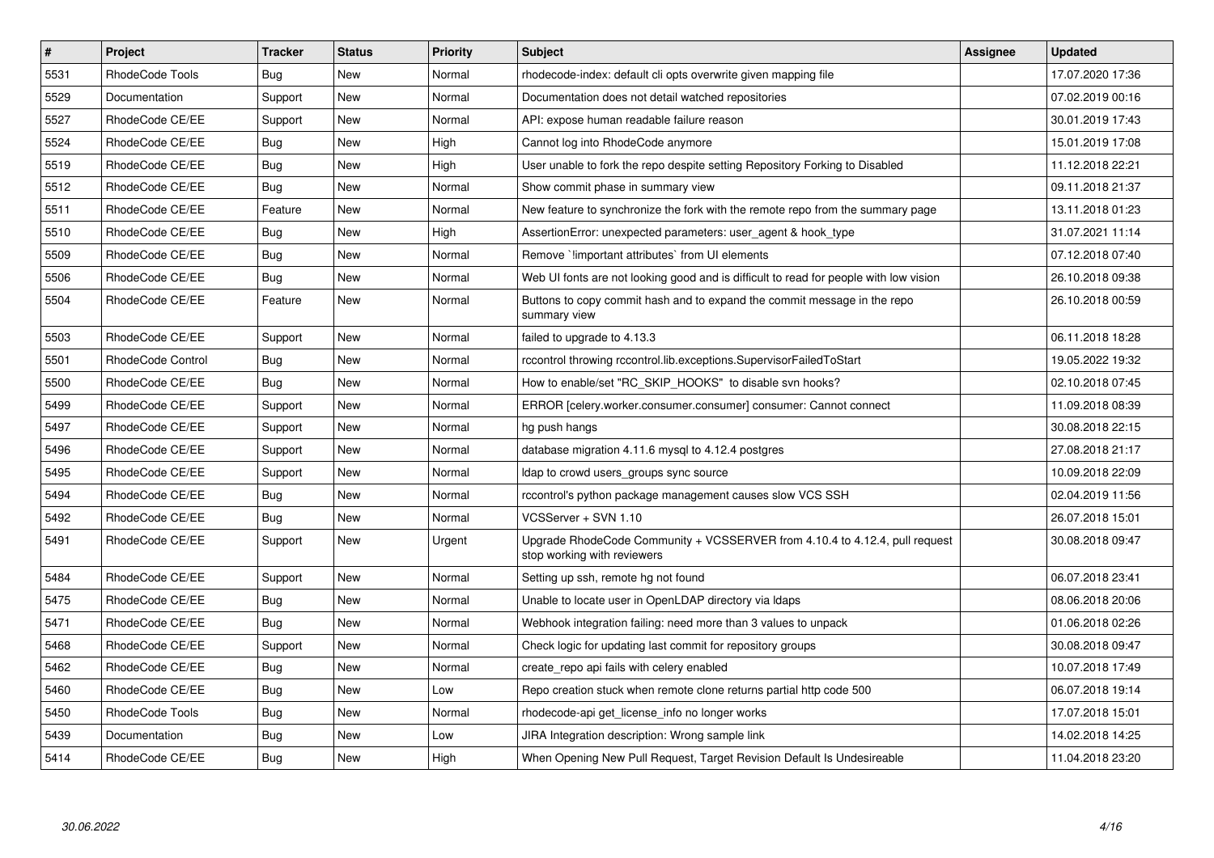| # | Project | Tracker | Status | Priority | Subject | Assignee | Updated |
|---|---|---|---|---|---|---|---|
| 5531 | RhodeCode Tools | Bug | New | Normal | rhodecode-index: default cli opts overwrite given mapping file | | 17.07.2020 17:36 |
| 5529 | Documentation | Support | New | Normal | Documentation does not detail watched repositories | | 07.02.2019 00:16 |
| 5527 | RhodeCode CE/EE | Support | New | Normal | API: expose human readable failure reason | | 30.01.2019 17:43 |
| 5524 | RhodeCode CE/EE | Bug | New | High | Cannot log into RhodeCode anymore | | 15.01.2019 17:08 |
| 5519 | RhodeCode CE/EE | Bug | New | High | User unable to fork the repo despite setting Repository Forking to Disabled | | 11.12.2018 22:21 |
| 5512 | RhodeCode CE/EE | Bug | New | Normal | Show commit phase in summary view | | 09.11.2018 21:37 |
| 5511 | RhodeCode CE/EE | Feature | New | Normal | New feature to synchronize the fork with the remote repo from the summary page | | 13.11.2018 01:23 |
| 5510 | RhodeCode CE/EE | Bug | New | High | AssertionError: unexpected parameters: user_agent & hook_type | | 31.07.2021 11:14 |
| 5509 | RhodeCode CE/EE | Bug | New | Normal | Remove `!important attributes` from UI elements | | 07.12.2018 07:40 |
| 5506 | RhodeCode CE/EE | Bug | New | Normal | Web UI fonts are not looking good and is difficult to read for people with low vision | | 26.10.2018 09:38 |
| 5504 | RhodeCode CE/EE | Feature | New | Normal | Buttons to copy commit hash and to expand the commit message in the repo summary view | | 26.10.2018 00:59 |
| 5503 | RhodeCode CE/EE | Support | New | Normal | failed to upgrade to 4.13.3 | | 06.11.2018 18:28 |
| 5501 | RhodeCode Control | Bug | New | Normal | rccontrol throwing rccontrol.lib.exceptions.SupervisorFailedToStart | | 19.05.2022 19:32 |
| 5500 | RhodeCode CE/EE | Bug | New | Normal | How to enable/set "RC_SKIP_HOOKS" to disable svn hooks? | | 02.10.2018 07:45 |
| 5499 | RhodeCode CE/EE | Support | New | Normal | ERROR [celery.worker.consumer.consumer] consumer: Cannot connect | | 11.09.2018 08:39 |
| 5497 | RhodeCode CE/EE | Support | New | Normal | hg push hangs | | 30.08.2018 22:15 |
| 5496 | RhodeCode CE/EE | Support | New | Normal | database migration 4.11.6 mysql to 4.12.4 postgres | | 27.08.2018 21:17 |
| 5495 | RhodeCode CE/EE | Support | New | Normal | ldap to crowd users_groups sync source | | 10.09.2018 22:09 |
| 5494 | RhodeCode CE/EE | Bug | New | Normal | rccontrol's python package management causes slow VCS SSH | | 02.04.2019 11:56 |
| 5492 | RhodeCode CE/EE | Bug | New | Normal | VCSServer + SVN 1.10 | | 26.07.2018 15:01 |
| 5491 | RhodeCode CE/EE | Support | New | Urgent | Upgrade RhodeCode Community + VCSSERVER from 4.10.4 to 4.12.4, pull request stop working with reviewers | | 30.08.2018 09:47 |
| 5484 | RhodeCode CE/EE | Support | New | Normal | Setting up ssh, remote hg not found | | 06.07.2018 23:41 |
| 5475 | RhodeCode CE/EE | Bug | New | Normal | Unable to locate user in OpenLDAP directory via ldaps | | 08.06.2018 20:06 |
| 5471 | RhodeCode CE/EE | Bug | New | Normal | Webhook integration failing: need more than 3 values to unpack | | 01.06.2018 02:26 |
| 5468 | RhodeCode CE/EE | Support | New | Normal | Check logic for updating last commit for repository groups | | 30.08.2018 09:47 |
| 5462 | RhodeCode CE/EE | Bug | New | Normal | create_repo api fails with celery enabled | | 10.07.2018 17:49 |
| 5460 | RhodeCode CE/EE | Bug | New | Low | Repo creation stuck when remote clone returns partial http code 500 | | 06.07.2018 19:14 |
| 5450 | RhodeCode Tools | Bug | New | Normal | rhodecode-api get_license_info no longer works | | 17.07.2018 15:01 |
| 5439 | Documentation | Bug | New | Low | JIRA Integration description: Wrong sample link | | 14.02.2018 14:25 |
| 5414 | RhodeCode CE/EE | Bug | New | High | When Opening New Pull Request, Target Revision Default Is Undesireable | | 11.04.2018 23:20 |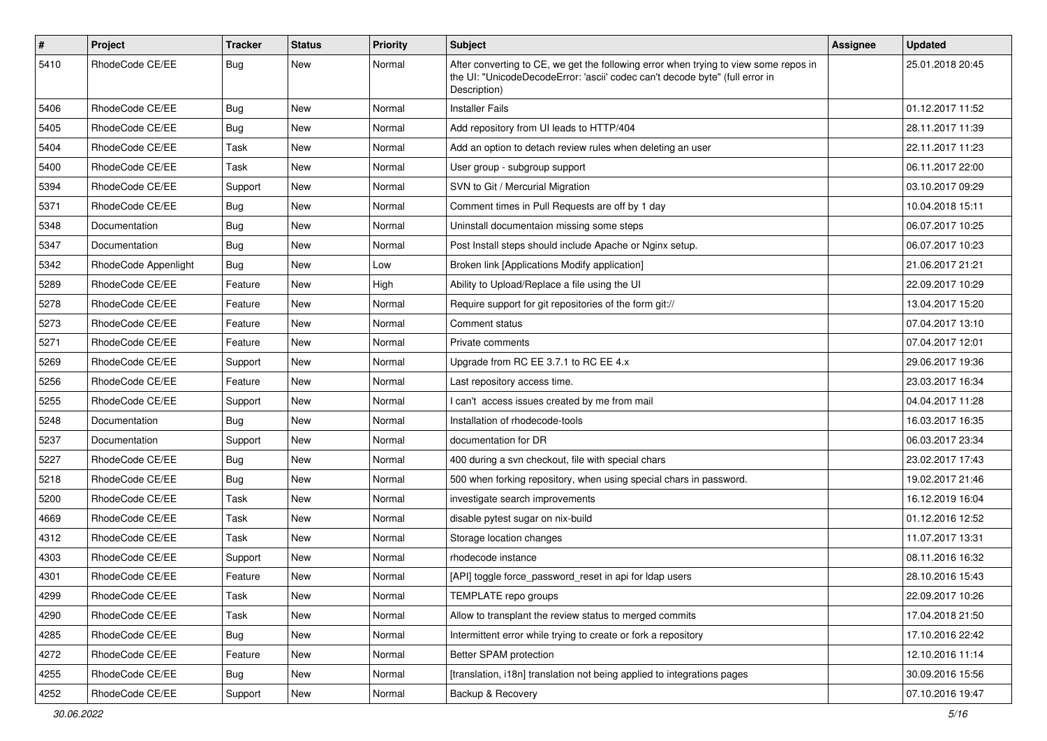| # | Project | Tracker | Status | Priority | Subject | Assignee | Updated |
|---|---|---|---|---|---|---|---|
| 5410 | RhodeCode CE/EE | Bug | New | Normal | After converting to CE, we get the following error when trying to view some repos in the UI: "UnicodeDecodeError: 'ascii' codec can't decode byte" (full error in Description) | | 25.01.2018 20:45 |
| 5406 | RhodeCode CE/EE | Bug | New | Normal | Installer Fails | | 01.12.2017 11:52 |
| 5405 | RhodeCode CE/EE | Bug | New | Normal | Add repository from UI leads to HTTP/404 | | 28.11.2017 11:39 |
| 5404 | RhodeCode CE/EE | Task | New | Normal | Add an option to detach review rules when deleting an user | | 22.11.2017 11:23 |
| 5400 | RhodeCode CE/EE | Task | New | Normal | User group - subgroup support | | 06.11.2017 22:00 |
| 5394 | RhodeCode CE/EE | Support | New | Normal | SVN to Git / Mercurial Migration | | 03.10.2017 09:29 |
| 5371 | RhodeCode CE/EE | Bug | New | Normal | Comment times in Pull Requests are off by 1 day | | 10.04.2018 15:11 |
| 5348 | Documentation | Bug | New | Normal | Uninstall documentaion missing some steps | | 06.07.2017 10:25 |
| 5347 | Documentation | Bug | New | Normal | Post Install steps should include Apache or Nginx setup. | | 06.07.2017 10:23 |
| 5342 | RhodeCode Appenlight | Bug | New | Low | Broken link [Applications Modify application] | | 21.06.2017 21:21 |
| 5289 | RhodeCode CE/EE | Feature | New | High | Ability to Upload/Replace a file using the UI | | 22.09.2017 10:29 |
| 5278 | RhodeCode CE/EE | Feature | New | Normal | Require support for git repositories of the form git:// | | 13.04.2017 15:20 |
| 5273 | RhodeCode CE/EE | Feature | New | Normal | Comment status | | 07.04.2017 13:10 |
| 5271 | RhodeCode CE/EE | Feature | New | Normal | Private comments | | 07.04.2017 12:01 |
| 5269 | RhodeCode CE/EE | Support | New | Normal | Upgrade from RC EE 3.7.1 to RC EE 4.x | | 29.06.2017 19:36 |
| 5256 | RhodeCode CE/EE | Feature | New | Normal | Last repository access time. | | 23.03.2017 16:34 |
| 5255 | RhodeCode CE/EE | Support | New | Normal | I can't access issues created by me from mail | | 04.04.2017 11:28 |
| 5248 | Documentation | Bug | New | Normal | Installation of rhodecode-tools | | 16.03.2017 16:35 |
| 5237 | Documentation | Support | New | Normal | documentation for DR | | 06.03.2017 23:34 |
| 5227 | RhodeCode CE/EE | Bug | New | Normal | 400 during a svn checkout, file with special chars | | 23.02.2017 17:43 |
| 5218 | RhodeCode CE/EE | Bug | New | Normal | 500 when forking repository, when using special chars in password. | | 19.02.2017 21:46 |
| 5200 | RhodeCode CE/EE | Task | New | Normal | investigate search improvements | | 16.12.2019 16:04 |
| 4669 | RhodeCode CE/EE | Task | New | Normal | disable pytest sugar on nix-build | | 01.12.2016 12:52 |
| 4312 | RhodeCode CE/EE | Task | New | Normal | Storage location changes | | 11.07.2017 13:31 |
| 4303 | RhodeCode CE/EE | Support | New | Normal | rhodecode instance | | 08.11.2016 16:32 |
| 4301 | RhodeCode CE/EE | Feature | New | Normal | [API] toggle force_password_reset in api for ldap users | | 28.10.2016 15:43 |
| 4299 | RhodeCode CE/EE | Task | New | Normal | TEMPLATE repo groups | | 22.09.2017 10:26 |
| 4290 | RhodeCode CE/EE | Task | New | Normal | Allow to transplant the review status to merged commits | | 17.04.2018 21:50 |
| 4285 | RhodeCode CE/EE | Bug | New | Normal | Intermittent error while trying to create or fork a repository | | 17.10.2016 22:42 |
| 4272 | RhodeCode CE/EE | Feature | New | Normal | Better SPAM protection | | 12.10.2016 11:14 |
| 4255 | RhodeCode CE/EE | Bug | New | Normal | [translation, i18n] translation not being applied to integrations pages | | 30.09.2016 15:56 |
| 4252 | RhodeCode CE/EE | Support | New | Normal | Backup & Recovery | | 07.10.2016 19:47 |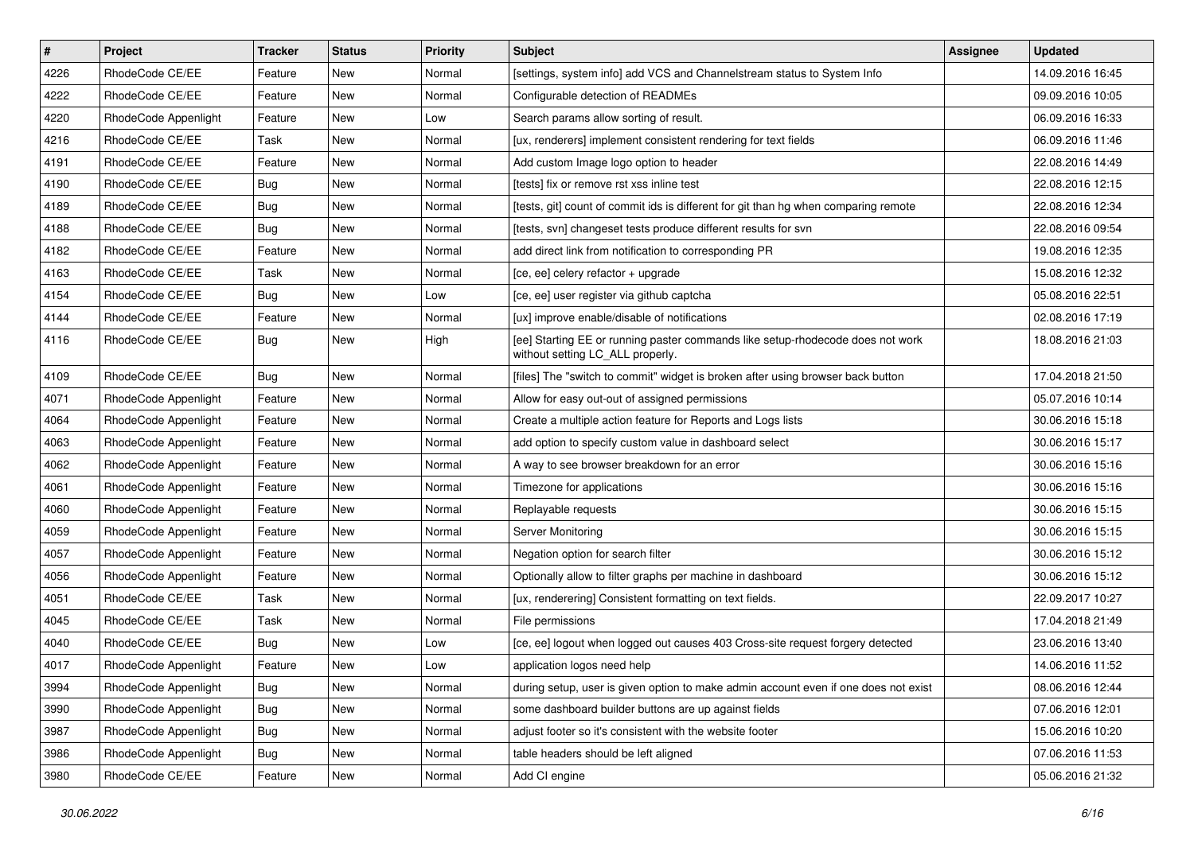| # | Project | Tracker | Status | Priority | Subject | Assignee | Updated |
|---|---|---|---|---|---|---|---|
| 4226 | RhodeCode CE/EE | Feature | New | Normal | [settings, system info] add VCS and Channelstream status to System Info | | 14.09.2016 16:45 |
| 4222 | RhodeCode CE/EE | Feature | New | Normal | Configurable detection of READMEs | | 09.09.2016 10:05 |
| 4220 | RhodeCode Appenlight | Feature | New | Low | Search params allow sorting of result. | | 06.09.2016 16:33 |
| 4216 | RhodeCode CE/EE | Task | New | Normal | [ux, renderers] implement consistent rendering for text fields | | 06.09.2016 11:46 |
| 4191 | RhodeCode CE/EE | Feature | New | Normal | Add custom Image logo option to header | | 22.08.2016 14:49 |
| 4190 | RhodeCode CE/EE | Bug | New | Normal | [tests] fix or remove rst xss inline test | | 22.08.2016 12:15 |
| 4189 | RhodeCode CE/EE | Bug | New | Normal | [tests, git] count of commit ids is different for git than hg when comparing remote | | 22.08.2016 12:34 |
| 4188 | RhodeCode CE/EE | Bug | New | Normal | [tests, svn] changeset tests produce different results for svn | | 22.08.2016 09:54 |
| 4182 | RhodeCode CE/EE | Feature | New | Normal | add direct link from notification to corresponding PR | | 19.08.2016 12:35 |
| 4163 | RhodeCode CE/EE | Task | New | Normal | [ce, ee] celery refactor + upgrade | | 15.08.2016 12:32 |
| 4154 | RhodeCode CE/EE | Bug | New | Low | [ce, ee] user register via github captcha | | 05.08.2016 22:51 |
| 4144 | RhodeCode CE/EE | Feature | New | Normal | [ux] improve enable/disable of notifications | | 02.08.2016 17:19 |
| 4116 | RhodeCode CE/EE | Bug | New | High | [ee] Starting EE or running paster commands like setup-rhodecode does not work without setting LC_ALL properly. | | 18.08.2016 21:03 |
| 4109 | RhodeCode CE/EE | Bug | New | Normal | [files] The "switch to commit" widget is broken after using browser back button | | 17.04.2018 21:50 |
| 4071 | RhodeCode Appenlight | Feature | New | Normal | Allow for easy out-out of assigned permissions | | 05.07.2016 10:14 |
| 4064 | RhodeCode Appenlight | Feature | New | Normal | Create a multiple action feature for Reports and Logs lists | | 30.06.2016 15:18 |
| 4063 | RhodeCode Appenlight | Feature | New | Normal | add option to specify custom value in dashboard select | | 30.06.2016 15:17 |
| 4062 | RhodeCode Appenlight | Feature | New | Normal | A way to see browser breakdown for an error | | 30.06.2016 15:16 |
| 4061 | RhodeCode Appenlight | Feature | New | Normal | Timezone for applications | | 30.06.2016 15:16 |
| 4060 | RhodeCode Appenlight | Feature | New | Normal | Replayable requests | | 30.06.2016 15:15 |
| 4059 | RhodeCode Appenlight | Feature | New | Normal | Server Monitoring | | 30.06.2016 15:15 |
| 4057 | RhodeCode Appenlight | Feature | New | Normal | Negation option for search filter | | 30.06.2016 15:12 |
| 4056 | RhodeCode Appenlight | Feature | New | Normal | Optionally allow to filter graphs per machine in dashboard | | 30.06.2016 15:12 |
| 4051 | RhodeCode CE/EE | Task | New | Normal | [ux, renderering] Consistent formatting on text fields. | | 22.09.2017 10:27 |
| 4045 | RhodeCode CE/EE | Task | New | Normal | File permissions | | 17.04.2018 21:49 |
| 4040 | RhodeCode CE/EE | Bug | New | Low | [ce, ee] logout when logged out causes 403 Cross-site request forgery detected | | 23.06.2016 13:40 |
| 4017 | RhodeCode Appenlight | Feature | New | Low | application logos need help | | 14.06.2016 11:52 |
| 3994 | RhodeCode Appenlight | Bug | New | Normal | during setup, user is given option to make admin account even if one does not exist | | 08.06.2016 12:44 |
| 3990 | RhodeCode Appenlight | Bug | New | Normal | some dashboard builder buttons are up against fields | | 07.06.2016 12:01 |
| 3987 | RhodeCode Appenlight | Bug | New | Normal | adjust footer so it's consistent with the website footer | | 15.06.2016 10:20 |
| 3986 | RhodeCode Appenlight | Bug | New | Normal | table headers should be left aligned | | 07.06.2016 11:53 |
| 3980 | RhodeCode CE/EE | Feature | New | Normal | Add CI engine | | 05.06.2016 21:32 |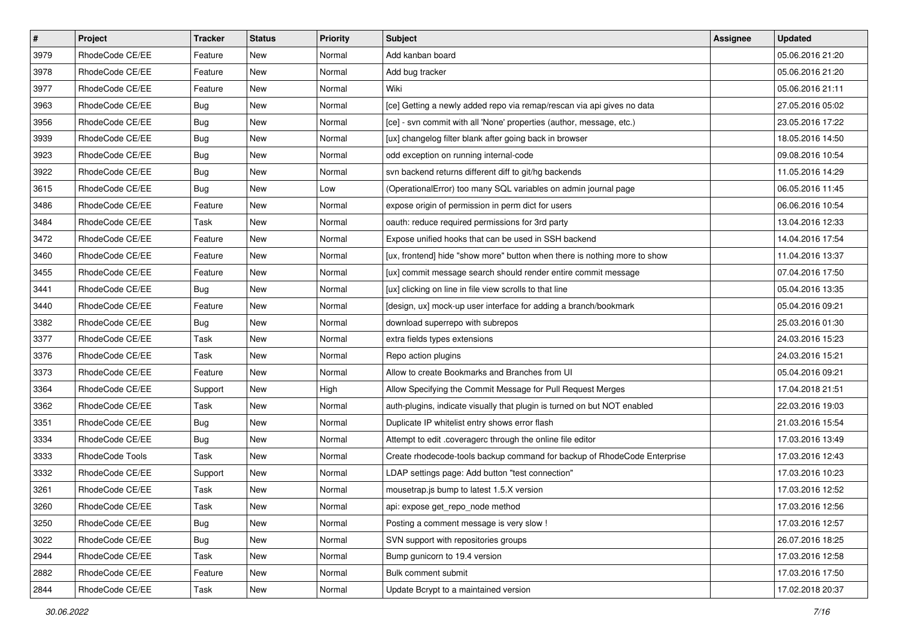| # | Project | Tracker | Status | Priority | Subject | Assignee | Updated |
|---|---|---|---|---|---|---|---|
| 3979 | RhodeCode CE/EE | Feature | New | Normal | Add kanban board | | 05.06.2016 21:20 |
| 3978 | RhodeCode CE/EE | Feature | New | Normal | Add bug tracker | | 05.06.2016 21:20 |
| 3977 | RhodeCode CE/EE | Feature | New | Normal | Wiki | | 05.06.2016 21:11 |
| 3963 | RhodeCode CE/EE | Bug | New | Normal | [ce] Getting a newly added repo via remap/rescan via api gives no data | | 27.05.2016 05:02 |
| 3956 | RhodeCode CE/EE | Bug | New | Normal | [ce] - svn commit with all 'None' properties (author, message, etc.) | | 23.05.2016 17:22 |
| 3939 | RhodeCode CE/EE | Bug | New | Normal | [ux] changelog filter blank after going back in browser | | 18.05.2016 14:50 |
| 3923 | RhodeCode CE/EE | Bug | New | Normal | odd exception on running internal-code | | 09.08.2016 10:54 |
| 3922 | RhodeCode CE/EE | Bug | New | Normal | svn backend returns different diff to git/hg backends | | 11.05.2016 14:29 |
| 3615 | RhodeCode CE/EE | Bug | New | Low | (OperationalError) too many SQL variables on admin journal page | | 06.05.2016 11:45 |
| 3486 | RhodeCode CE/EE | Feature | New | Normal | expose origin of permission in perm dict for users | | 06.06.2016 10:54 |
| 3484 | RhodeCode CE/EE | Task | New | Normal | oauth: reduce required permissions for 3rd party | | 13.04.2016 12:33 |
| 3472 | RhodeCode CE/EE | Feature | New | Normal | Expose unified hooks that can be used in SSH backend | | 14.04.2016 17:54 |
| 3460 | RhodeCode CE/EE | Feature | New | Normal | [ux, frontend] hide "show more" button when there is nothing more to show | | 11.04.2016 13:37 |
| 3455 | RhodeCode CE/EE | Feature | New | Normal | [ux] commit message search should render entire commit message | | 07.04.2016 17:50 |
| 3441 | RhodeCode CE/EE | Bug | New | Normal | [ux] clicking on line in file view scrolls to that line | | 05.04.2016 13:35 |
| 3440 | RhodeCode CE/EE | Feature | New | Normal | [design, ux] mock-up user interface for adding a branch/bookmark | | 05.04.2016 09:21 |
| 3382 | RhodeCode CE/EE | Bug | New | Normal | download superrepo with subrepos | | 25.03.2016 01:30 |
| 3377 | RhodeCode CE/EE | Task | New | Normal | extra fields types extensions | | 24.03.2016 15:23 |
| 3376 | RhodeCode CE/EE | Task | New | Normal | Repo action plugins | | 24.03.2016 15:21 |
| 3373 | RhodeCode CE/EE | Feature | New | Normal | Allow to create Bookmarks and Branches from UI | | 05.04.2016 09:21 |
| 3364 | RhodeCode CE/EE | Support | New | High | Allow Specifying the Commit Message for Pull Request Merges | | 17.04.2018 21:51 |
| 3362 | RhodeCode CE/EE | Task | New | Normal | auth-plugins, indicate visually that plugin is turned on but NOT enabled | | 22.03.2016 19:03 |
| 3351 | RhodeCode CE/EE | Bug | New | Normal | Duplicate IP whitelist entry shows error flash | | 21.03.2016 15:54 |
| 3334 | RhodeCode CE/EE | Bug | New | Normal | Attempt to edit .coveragerc through the online file editor | | 17.03.2016 13:49 |
| 3333 | RhodeCode Tools | Task | New | Normal | Create rhodecode-tools backup command for backup of RhodeCode Enterprise | | 17.03.2016 12:43 |
| 3332 | RhodeCode CE/EE | Support | New | Normal | LDAP settings page: Add button "test connection" | | 17.03.2016 10:23 |
| 3261 | RhodeCode CE/EE | Task | New | Normal | mousetrap.js bump to latest 1.5.X version | | 17.03.2016 12:52 |
| 3260 | RhodeCode CE/EE | Task | New | Normal | api: expose get_repo_node method | | 17.03.2016 12:56 |
| 3250 | RhodeCode CE/EE | Bug | New | Normal | Posting a comment message is very slow ! | | 17.03.2016 12:57 |
| 3022 | RhodeCode CE/EE | Bug | New | Normal | SVN support with repositories groups | | 26.07.2016 18:25 |
| 2944 | RhodeCode CE/EE | Task | New | Normal | Bump gunicorn to 19.4 version | | 17.03.2016 12:58 |
| 2882 | RhodeCode CE/EE | Feature | New | Normal | Bulk comment submit | | 17.03.2016 17:50 |
| 2844 | RhodeCode CE/EE | Task | New | Normal | Update Bcrypt to a maintained version | | 17.02.2018 20:37 |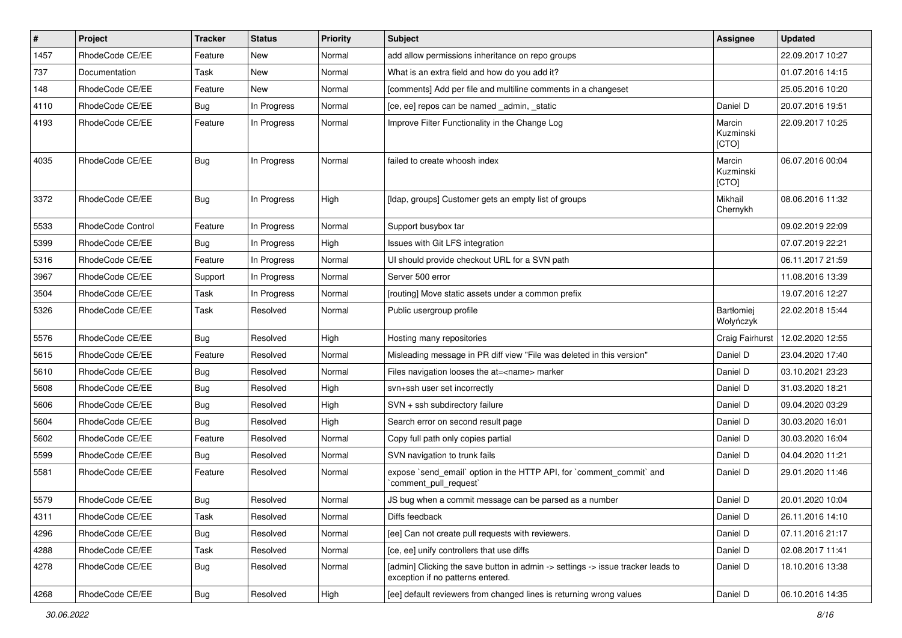| # | Project | Tracker | Status | Priority | Subject | Assignee | Updated |
|---|---|---|---|---|---|---|---|
| 1457 | RhodeCode CE/EE | Feature | New | Normal | add allow permissions inheritance on repo groups | | 22.09.2017 10:27 |
| 737 | Documentation | Task | New | Normal | What is an extra field and how do you add it? | | 01.07.2016 14:15 |
| 148 | RhodeCode CE/EE | Feature | New | Normal | [comments] Add per file and multiline comments in a changeset | | 25.05.2016 10:20 |
| 4110 | RhodeCode CE/EE | Bug | In Progress | Normal | [ce, ee] repos can be named _admin, _static | Daniel D | 20.07.2016 19:51 |
| 4193 | RhodeCode CE/EE | Feature | In Progress | Normal | Improve Filter Functionality in the Change Log | Marcin Kuzminski [CTO] | 22.09.2017 10:25 |
| 4035 | RhodeCode CE/EE | Bug | In Progress | Normal | failed to create whoosh index | Marcin Kuzminski [CTO] | 06.07.2016 00:04 |
| 3372 | RhodeCode CE/EE | Bug | In Progress | High | [ldap, groups] Customer gets an empty list of groups | Mikhail Chernykh | 08.06.2016 11:32 |
| 5533 | RhodeCode Control | Feature | In Progress | Normal | Support busybox tar | | 09.02.2019 22:09 |
| 5399 | RhodeCode CE/EE | Bug | In Progress | High | Issues with Git LFS integration | | 07.07.2019 22:21 |
| 5316 | RhodeCode CE/EE | Feature | In Progress | Normal | UI should provide checkout URL for a SVN path | | 06.11.2017 21:59 |
| 3967 | RhodeCode CE/EE | Support | In Progress | Normal | Server 500 error | | 11.08.2016 13:39 |
| 3504 | RhodeCode CE/EE | Task | In Progress | Normal | [routing] Move static assets under a common prefix | | 19.07.2016 12:27 |
| 5326 | RhodeCode CE/EE | Task | Resolved | Normal | Public usergroup profile | Bartłomiej Wołyńczyk | 22.02.2018 15:44 |
| 5576 | RhodeCode CE/EE | Bug | Resolved | High | Hosting many repositories | Craig Fairhurst | 12.02.2020 12:55 |
| 5615 | RhodeCode CE/EE | Feature | Resolved | Normal | Misleading message in PR diff view "File was deleted in this version" | Daniel D | 23.04.2020 17:40 |
| 5610 | RhodeCode CE/EE | Bug | Resolved | Normal | Files navigation looses the at=<name> marker | Daniel D | 03.10.2021 23:23 |
| 5608 | RhodeCode CE/EE | Bug | Resolved | High | svn+ssh user set incorrectly | Daniel D | 31.03.2020 18:21 |
| 5606 | RhodeCode CE/EE | Bug | Resolved | High | SVN + ssh subdirectory failure | Daniel D | 09.04.2020 03:29 |
| 5604 | RhodeCode CE/EE | Bug | Resolved | High | Search error on second result page | Daniel D | 30.03.2020 16:01 |
| 5602 | RhodeCode CE/EE | Feature | Resolved | Normal | Copy full path only copies partial | Daniel D | 30.03.2020 16:04 |
| 5599 | RhodeCode CE/EE | Bug | Resolved | Normal | SVN navigation to trunk fails | Daniel D | 04.04.2020 11:21 |
| 5581 | RhodeCode CE/EE | Feature | Resolved | Normal | expose `send_email` option in the HTTP API, for `comment_commit` and `comment_pull_request` | Daniel D | 29.01.2020 11:46 |
| 5579 | RhodeCode CE/EE | Bug | Resolved | Normal | JS bug when a commit message can be parsed as a number | Daniel D | 20.01.2020 10:04 |
| 4311 | RhodeCode CE/EE | Task | Resolved | Normal | Diffs feedback | Daniel D | 26.11.2016 14:10 |
| 4296 | RhodeCode CE/EE | Bug | Resolved | Normal | [ee] Can not create pull requests with reviewers. | Daniel D | 07.11.2016 21:17 |
| 4288 | RhodeCode CE/EE | Task | Resolved | Normal | [ce, ee] unify controllers that use diffs | Daniel D | 02.08.2017 11:41 |
| 4278 | RhodeCode CE/EE | Bug | Resolved | Normal | [admin] Clicking the save button in admin -> settings -> issue tracker leads to exception if no patterns entered. | Daniel D | 18.10.2016 13:38 |
| 4268 | RhodeCode CE/EE | Bug | Resolved | High | [ee] default reviewers from changed lines is returning wrong values | Daniel D | 06.10.2016 14:35 |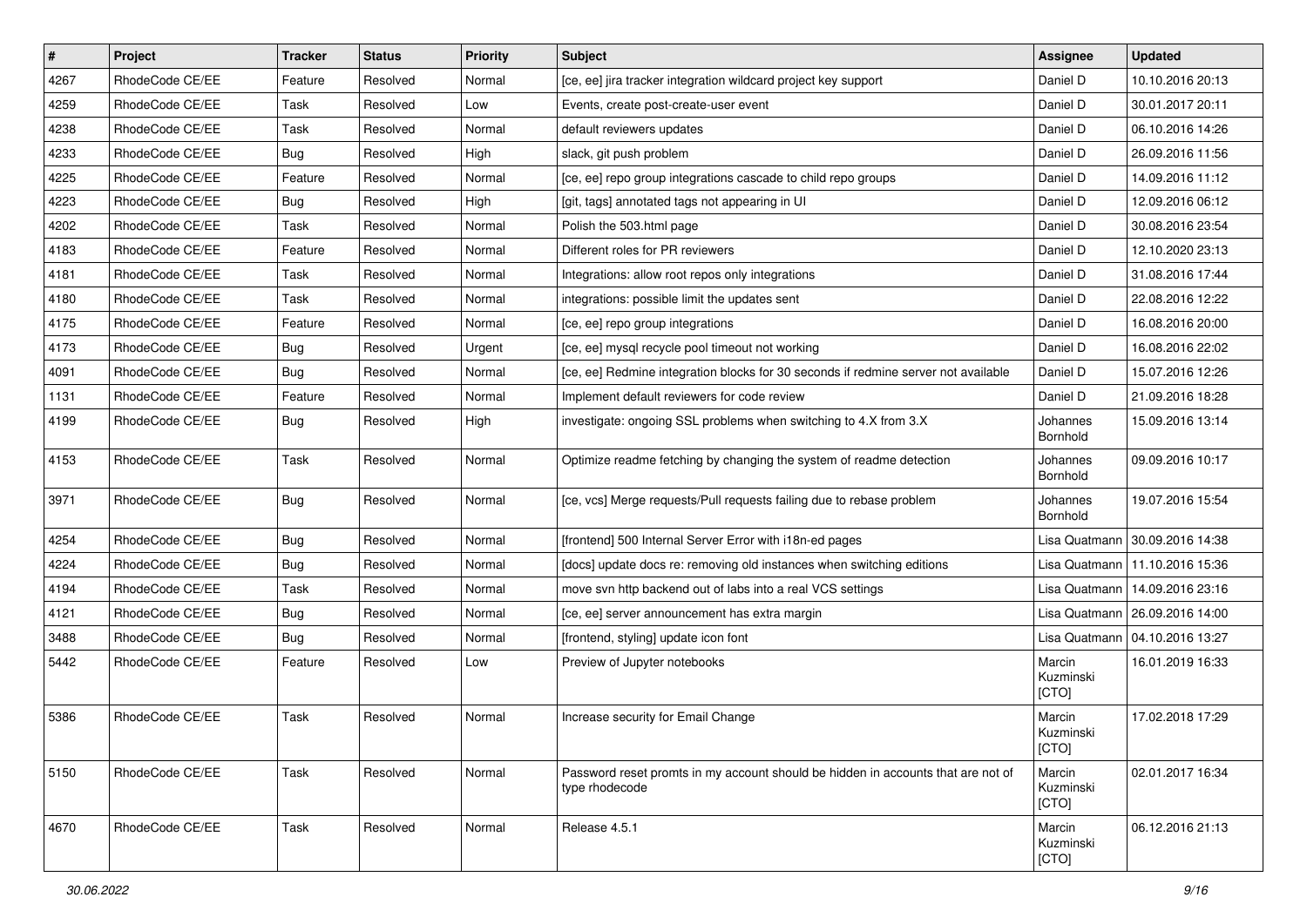| # | Project | Tracker | Status | Priority | Subject | Assignee | Updated |
|---|---|---|---|---|---|---|---|
| 4267 | RhodeCode CE/EE | Feature | Resolved | Normal | [ce, ee] jira tracker integration wildcard project key support | Daniel D | 10.10.2016 20:13 |
| 4259 | RhodeCode CE/EE | Task | Resolved | Low | Events, create post-create-user event | Daniel D | 30.01.2017 20:11 |
| 4238 | RhodeCode CE/EE | Task | Resolved | Normal | default reviewers updates | Daniel D | 06.10.2016 14:26 |
| 4233 | RhodeCode CE/EE | Bug | Resolved | High | slack, git push problem | Daniel D | 26.09.2016 11:56 |
| 4225 | RhodeCode CE/EE | Feature | Resolved | Normal | [ce, ee] repo group integrations cascade to child repo groups | Daniel D | 14.09.2016 11:12 |
| 4223 | RhodeCode CE/EE | Bug | Resolved | High | [git, tags] annotated tags not appearing in UI | Daniel D | 12.09.2016 06:12 |
| 4202 | RhodeCode CE/EE | Task | Resolved | Normal | Polish the 503.html page | Daniel D | 30.08.2016 23:54 |
| 4183 | RhodeCode CE/EE | Feature | Resolved | Normal | Different roles for PR reviewers | Daniel D | 12.10.2020 23:13 |
| 4181 | RhodeCode CE/EE | Task | Resolved | Normal | Integrations: allow root repos only integrations | Daniel D | 31.08.2016 17:44 |
| 4180 | RhodeCode CE/EE | Task | Resolved | Normal | integrations: possible limit the updates sent | Daniel D | 22.08.2016 12:22 |
| 4175 | RhodeCode CE/EE | Feature | Resolved | Normal | [ce, ee] repo group integrations | Daniel D | 16.08.2016 20:00 |
| 4173 | RhodeCode CE/EE | Bug | Resolved | Urgent | [ce, ee] mysql recycle pool timeout not working | Daniel D | 16.08.2016 22:02 |
| 4091 | RhodeCode CE/EE | Bug | Resolved | Normal | [ce, ee] Redmine integration blocks for 30 seconds if redmine server not available | Daniel D | 15.07.2016 12:26 |
| 1131 | RhodeCode CE/EE | Feature | Resolved | Normal | Implement default reviewers for code review | Daniel D | 21.09.2016 18:28 |
| 4199 | RhodeCode CE/EE | Bug | Resolved | High | investigate: ongoing SSL problems when switching to 4.X from 3.X | Johannes Bornhold | 15.09.2016 13:14 |
| 4153 | RhodeCode CE/EE | Task | Resolved | Normal | Optimize readme fetching by changing the system of readme detection | Johannes Bornhold | 09.09.2016 10:17 |
| 3971 | RhodeCode CE/EE | Bug | Resolved | Normal | [ce, vcs] Merge requests/Pull requests failing due to rebase problem | Johannes Bornhold | 19.07.2016 15:54 |
| 4254 | RhodeCode CE/EE | Bug | Resolved | Normal | [frontend] 500 Internal Server Error with i18n-ed pages | Lisa Quatmann | 30.09.2016 14:38 |
| 4224 | RhodeCode CE/EE | Bug | Resolved | Normal | [docs] update docs re: removing old instances when switching editions | Lisa Quatmann | 11.10.2016 15:36 |
| 4194 | RhodeCode CE/EE | Task | Resolved | Normal | move svn http backend out of labs into a real VCS settings | Lisa Quatmann | 14.09.2016 23:16 |
| 4121 | RhodeCode CE/EE | Bug | Resolved | Normal | [ce, ee] server announcement has extra margin | Lisa Quatmann | 26.09.2016 14:00 |
| 3488 | RhodeCode CE/EE | Bug | Resolved | Normal | [frontend, styling] update icon font | Lisa Quatmann | 04.10.2016 13:27 |
| 5442 | RhodeCode CE/EE | Feature | Resolved | Low | Preview of Jupyter notebooks | Marcin Kuzminski [CTO] | 16.01.2019 16:33 |
| 5386 | RhodeCode CE/EE | Task | Resolved | Normal | Increase security for Email Change | Marcin Kuzminski [CTO] | 17.02.2018 17:29 |
| 5150 | RhodeCode CE/EE | Task | Resolved | Normal | Password reset promts in my account should be hidden in accounts that are not of type rhodecode | Marcin Kuzminski [CTO] | 02.01.2017 16:34 |
| 4670 | RhodeCode CE/EE | Task | Resolved | Normal | Release 4.5.1 | Marcin Kuzminski [CTO] | 06.12.2016 21:13 |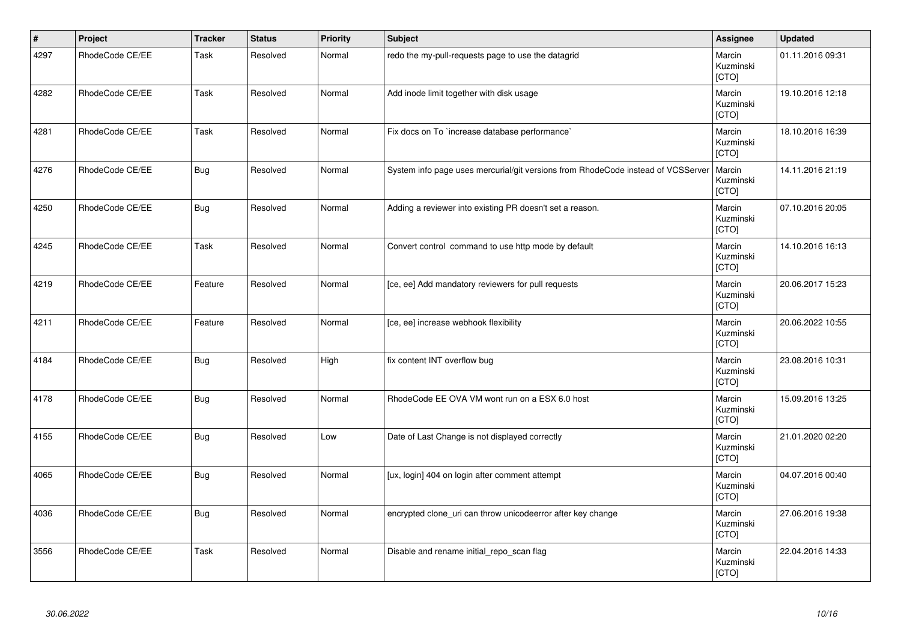| # | Project | Tracker | Status | Priority | Subject | Assignee | Updated |
|---|---|---|---|---|---|---|---|
| 4297 | RhodeCode CE/EE | Task | Resolved | Normal | redo the my-pull-requests page to use the datagrid | Marcin Kuzminski [CTO] | 01.11.2016 09:31 |
| 4282 | RhodeCode CE/EE | Task | Resolved | Normal | Add inode limit together with disk usage | Marcin Kuzminski [CTO] | 19.10.2016 12:18 |
| 4281 | RhodeCode CE/EE | Task | Resolved | Normal | Fix docs on To `increase database performance` | Marcin Kuzminski [CTO] | 18.10.2016 16:39 |
| 4276 | RhodeCode CE/EE | Bug | Resolved | Normal | System info page uses mercurial/git versions from RhodeCode instead of VCSServer | Marcin Kuzminski [CTO] | 14.11.2016 21:19 |
| 4250 | RhodeCode CE/EE | Bug | Resolved | Normal | Adding a reviewer into existing PR doesn't set a reason. | Marcin Kuzminski [CTO] | 07.10.2016 20:05 |
| 4245 | RhodeCode CE/EE | Task | Resolved | Normal | Convert control command to use http mode by default | Marcin Kuzminski [CTO] | 14.10.2016 16:13 |
| 4219 | RhodeCode CE/EE | Feature | Resolved | Normal | [ce, ee] Add mandatory reviewers for pull requests | Marcin Kuzminski [CTO] | 20.06.2017 15:23 |
| 4211 | RhodeCode CE/EE | Feature | Resolved | Normal | [ce, ee] increase webhook flexibility | Marcin Kuzminski [CTO] | 20.06.2022 10:55 |
| 4184 | RhodeCode CE/EE | Bug | Resolved | High | fix content INT overflow bug | Marcin Kuzminski [CTO] | 23.08.2016 10:31 |
| 4178 | RhodeCode CE/EE | Bug | Resolved | Normal | RhodeCode EE OVA VM wont run on a ESX 6.0 host | Marcin Kuzminski [CTO] | 15.09.2016 13:25 |
| 4155 | RhodeCode CE/EE | Bug | Resolved | Low | Date of Last Change is not displayed correctly | Marcin Kuzminski [CTO] | 21.01.2020 02:20 |
| 4065 | RhodeCode CE/EE | Bug | Resolved | Normal | [ux, login] 404 on login after comment attempt | Marcin Kuzminski [CTO] | 04.07.2016 00:40 |
| 4036 | RhodeCode CE/EE | Bug | Resolved | Normal | encrypted clone_uri can throw unicodeerror after key change | Marcin Kuzminski [CTO] | 27.06.2016 19:38 |
| 3556 | RhodeCode CE/EE | Task | Resolved | Normal | Disable and rename initial_repo_scan flag | Marcin Kuzminski [CTO] | 22.04.2016 14:33 |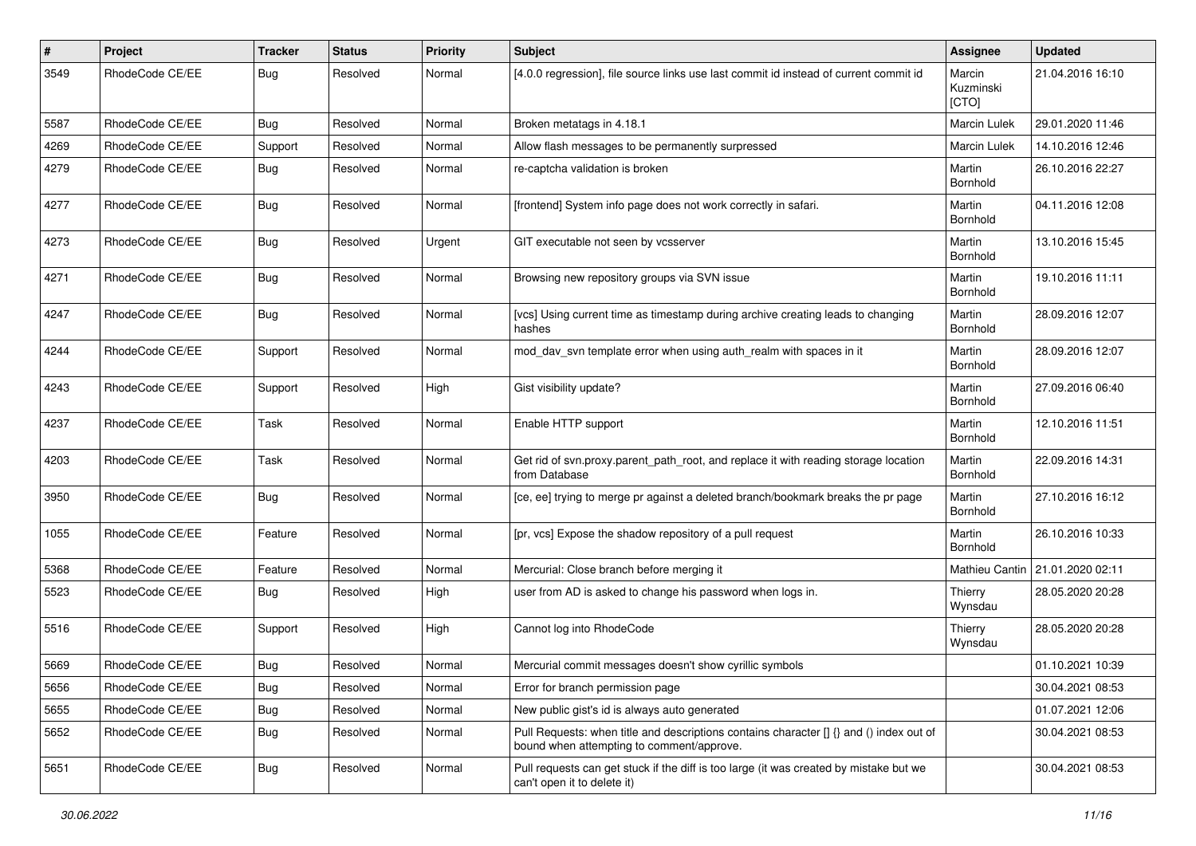| # | Project | Tracker | Status | Priority | Subject | Assignee | Updated |
|---|---|---|---|---|---|---|---|
| 3549 | RhodeCode CE/EE | Bug | Resolved | Normal | [4.0.0 regression], file source links use last commit id instead of current commit id | Marcin Kuzminski [CTO] | 21.04.2016 16:10 |
| 5587 | RhodeCode CE/EE | Bug | Resolved | Normal | Broken metatags in 4.18.1 | Marcin Lulek | 29.01.2020 11:46 |
| 4269 | RhodeCode CE/EE | Support | Resolved | Normal | Allow flash messages to be permanently surpressed | Marcin Lulek | 14.10.2016 12:46 |
| 4279 | RhodeCode CE/EE | Bug | Resolved | Normal | re-captcha validation is broken | Martin Bornhold | 26.10.2016 22:27 |
| 4277 | RhodeCode CE/EE | Bug | Resolved | Normal | [frontend] System info page does not work correctly in safari. | Martin Bornhold | 04.11.2016 12:08 |
| 4273 | RhodeCode CE/EE | Bug | Resolved | Urgent | GIT executable not seen by vcsserver | Martin Bornhold | 13.10.2016 15:45 |
| 4271 | RhodeCode CE/EE | Bug | Resolved | Normal | Browsing new repository groups via SVN issue | Martin Bornhold | 19.10.2016 11:11 |
| 4247 | RhodeCode CE/EE | Bug | Resolved | Normal | [vcs] Using current time as timestamp during archive creating leads to changing hashes | Martin Bornhold | 28.09.2016 12:07 |
| 4244 | RhodeCode CE/EE | Support | Resolved | Normal | mod_dav_svn template error when using auth_realm with spaces in it | Martin Bornhold | 28.09.2016 12:07 |
| 4243 | RhodeCode CE/EE | Support | Resolved | High | Gist visibility update? | Martin Bornhold | 27.09.2016 06:40 |
| 4237 | RhodeCode CE/EE | Task | Resolved | Normal | Enable HTTP support | Martin Bornhold | 12.10.2016 11:51 |
| 4203 | RhodeCode CE/EE | Task | Resolved | Normal | Get rid of svn.proxy.parent_path_root, and replace it with reading storage location from Database | Martin Bornhold | 22.09.2016 14:31 |
| 3950 | RhodeCode CE/EE | Bug | Resolved | Normal | [ce, ee] trying to merge pr against a deleted branch/bookmark breaks the pr page | Martin Bornhold | 27.10.2016 16:12 |
| 1055 | RhodeCode CE/EE | Feature | Resolved | Normal | [pr, vcs] Expose the shadow repository of a pull request | Martin Bornhold | 26.10.2016 10:33 |
| 5368 | RhodeCode CE/EE | Feature | Resolved | Normal | Mercurial: Close branch before merging it | Mathieu Cantin | 21.01.2020 02:11 |
| 5523 | RhodeCode CE/EE | Bug | Resolved | High | user from AD is asked to change his password when logs in. | Thierry Wynsdau | 28.05.2020 20:28 |
| 5516 | RhodeCode CE/EE | Support | Resolved | High | Cannot log into RhodeCode | Thierry Wynsdau | 28.05.2020 20:28 |
| 5669 | RhodeCode CE/EE | Bug | Resolved | Normal | Mercurial commit messages doesn't show cyrillic symbols | | 01.10.2021 10:39 |
| 5656 | RhodeCode CE/EE | Bug | Resolved | Normal | Error for branch permission page | | 30.04.2021 08:53 |
| 5655 | RhodeCode CE/EE | Bug | Resolved | Normal | New public gist's id is always auto generated | | 01.07.2021 12:06 |
| 5652 | RhodeCode CE/EE | Bug | Resolved | Normal | Pull Requests: when title and descriptions contains character [] {} and () index out of bound when attempting to comment/approve. | | 30.04.2021 08:53 |
| 5651 | RhodeCode CE/EE | Bug | Resolved | Normal | Pull requests can get stuck if the diff is too large (it was created by mistake but we can't open it to delete it) | | 30.04.2021 08:53 |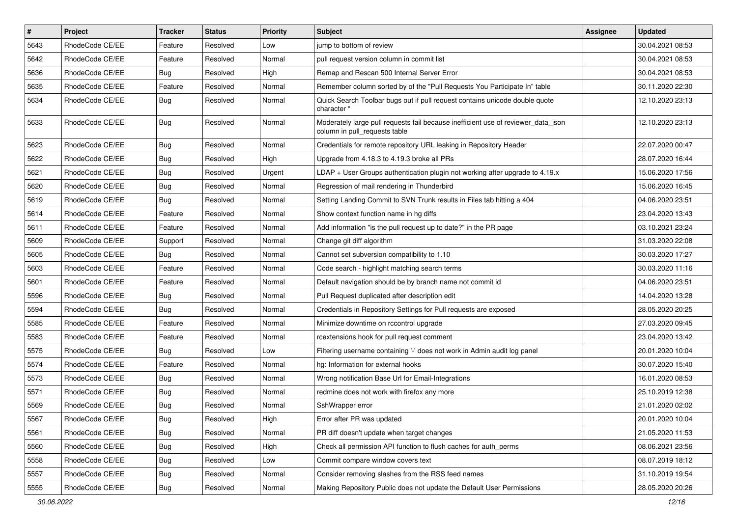| # | Project | Tracker | Status | Priority | Subject | Assignee | Updated |
|---|---|---|---|---|---|---|---|
| 5643 | RhodeCode CE/EE | Feature | Resolved | Low | jump to bottom of review | | 30.04.2021 08:53 |
| 5642 | RhodeCode CE/EE | Feature | Resolved | Normal | pull request version column in commit list | | 30.04.2021 08:53 |
| 5636 | RhodeCode CE/EE | Bug | Resolved | High | Remap and Rescan 500 Internal Server Error | | 30.04.2021 08:53 |
| 5635 | RhodeCode CE/EE | Feature | Resolved | Normal | Remember column sorted by of the "Pull Requests You Participate In" table | | 30.11.2020 22:30 |
| 5634 | RhodeCode CE/EE | Bug | Resolved | Normal | Quick Search Toolbar bugs out if pull request contains unicode double quote character " | | 12.10.2020 23:13 |
| 5633 | RhodeCode CE/EE | Bug | Resolved | Normal | Moderately large pull requests fail because inefficient use of reviewer_data_json column in pull_requests table | | 12.10.2020 23:13 |
| 5623 | RhodeCode CE/EE | Bug | Resolved | Normal | Credentials for remote repository URL leaking in Repository Header | | 22.07.2020 00:47 |
| 5622 | RhodeCode CE/EE | Bug | Resolved | High | Upgrade from 4.18.3 to 4.19.3 broke all PRs | | 28.07.2020 16:44 |
| 5621 | RhodeCode CE/EE | Bug | Resolved | Urgent | LDAP + User Groups authentication plugin not working after upgrade to 4.19.x | | 15.06.2020 17:56 |
| 5620 | RhodeCode CE/EE | Bug | Resolved | Normal | Regression of mail rendering in Thunderbird | | 15.06.2020 16:45 |
| 5619 | RhodeCode CE/EE | Bug | Resolved | Normal | Setting Landing Commit to SVN Trunk results in Files tab hitting a 404 | | 04.06.2020 23:51 |
| 5614 | RhodeCode CE/EE | Feature | Resolved | Normal | Show context function name in hg diffs | | 23.04.2020 13:43 |
| 5611 | RhodeCode CE/EE | Feature | Resolved | Normal | Add information "is the pull request up to date?" in the PR page | | 03.10.2021 23:24 |
| 5609 | RhodeCode CE/EE | Support | Resolved | Normal | Change git diff algorithm | | 31.03.2020 22:08 |
| 5605 | RhodeCode CE/EE | Bug | Resolved | Normal | Cannot set subversion compatibility to 1.10 | | 30.03.2020 17:27 |
| 5603 | RhodeCode CE/EE | Feature | Resolved | Normal | Code search - highlight matching search terms | | 30.03.2020 11:16 |
| 5601 | RhodeCode CE/EE | Feature | Resolved | Normal | Default navigation should be by branch name not commit id | | 04.06.2020 23:51 |
| 5596 | RhodeCode CE/EE | Bug | Resolved | Normal | Pull Request duplicated after description edit | | 14.04.2020 13:28 |
| 5594 | RhodeCode CE/EE | Bug | Resolved | Normal | Credentials in Repository Settings for Pull requests are exposed | | 28.05.2020 20:25 |
| 5585 | RhodeCode CE/EE | Feature | Resolved | Normal | Minimize downtime on rccontrol upgrade | | 27.03.2020 09:45 |
| 5583 | RhodeCode CE/EE | Feature | Resolved | Normal | rcextensions hook for pull request comment | | 23.04.2020 13:42 |
| 5575 | RhodeCode CE/EE | Bug | Resolved | Low | Filtering username containing '-' does not work in Admin audit log panel | | 20.01.2020 10:04 |
| 5574 | RhodeCode CE/EE | Feature | Resolved | Normal | hg: Information for external hooks | | 30.07.2020 15:40 |
| 5573 | RhodeCode CE/EE | Bug | Resolved | Normal | Wrong notification Base Url for Email-Integrations | | 16.01.2020 08:53 |
| 5571 | RhodeCode CE/EE | Bug | Resolved | Normal | redmine does not work with firefox any more | | 25.10.2019 12:38 |
| 5569 | RhodeCode CE/EE | Bug | Resolved | Normal | SshWrapper error | | 21.01.2020 02:02 |
| 5567 | RhodeCode CE/EE | Bug | Resolved | High | Error after PR was updated | | 20.01.2020 10:04 |
| 5561 | RhodeCode CE/EE | Bug | Resolved | Normal | PR diff doesn't update when target changes | | 21.05.2020 11:53 |
| 5560 | RhodeCode CE/EE | Bug | Resolved | High | Check all permission API function to flush caches for auth_perms | | 08.06.2021 23:56 |
| 5558 | RhodeCode CE/EE | Bug | Resolved | Low | Commit compare window covers text | | 08.07.2019 18:12 |
| 5557 | RhodeCode CE/EE | Bug | Resolved | Normal | Consider removing slashes from the RSS feed names | | 31.10.2019 19:54 |
| 5555 | RhodeCode CE/EE | Bug | Resolved | Normal | Making Repository Public does not update the Default User Permissions | | 28.05.2020 20:26 |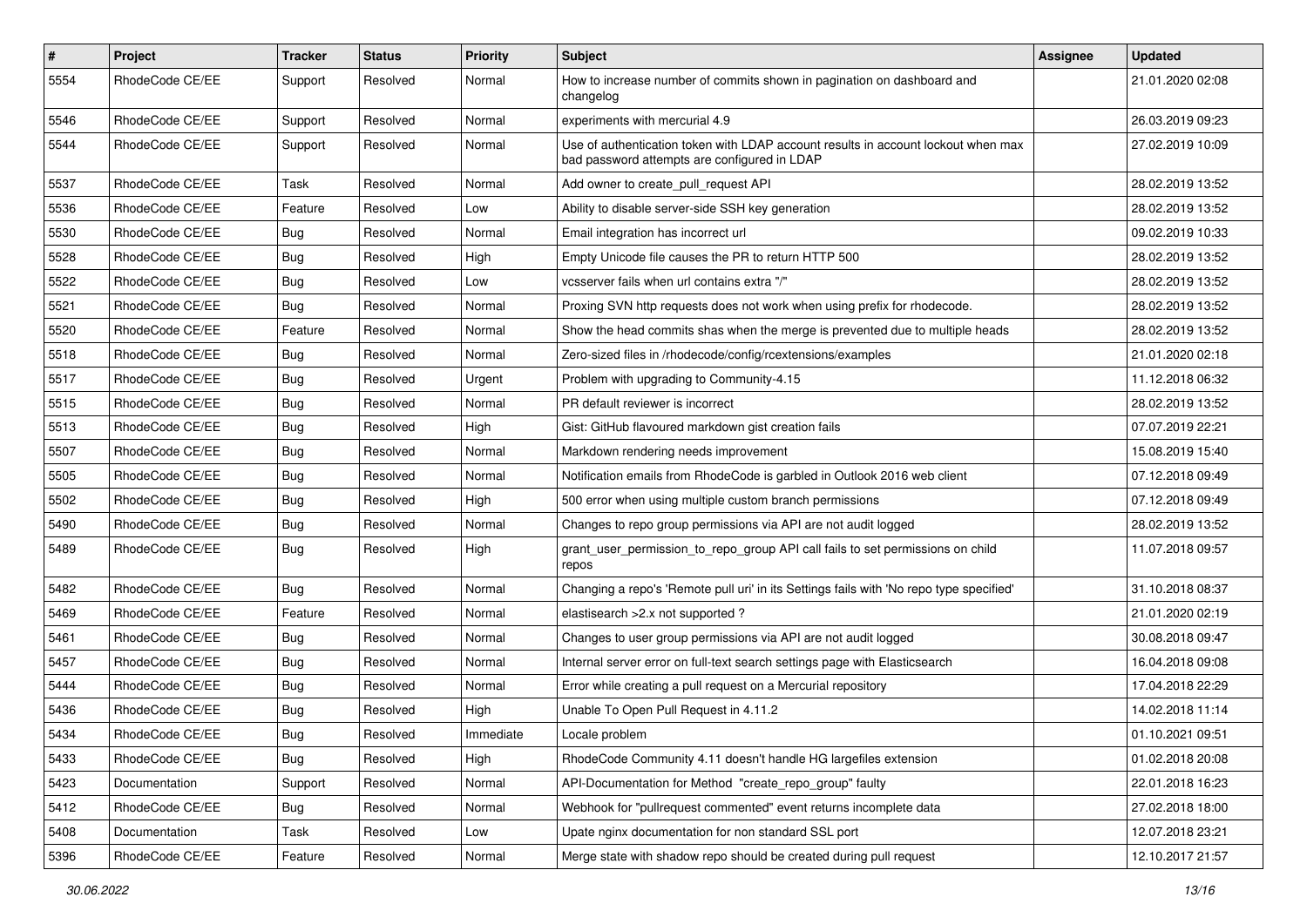| # | Project | Tracker | Status | Priority | Subject | Assignee | Updated |
|---|---|---|---|---|---|---|---|
| 5554 | RhodeCode CE/EE | Support | Resolved | Normal | How to increase number of commits shown in pagination on dashboard and changelog | | 21.01.2020 02:08 |
| 5546 | RhodeCode CE/EE | Support | Resolved | Normal | experiments with mercurial 4.9 | | 26.03.2019 09:23 |
| 5544 | RhodeCode CE/EE | Support | Resolved | Normal | Use of authentication token with LDAP account results in account lockout when max bad password attempts are configured in LDAP | | 27.02.2019 10:09 |
| 5537 | RhodeCode CE/EE | Task | Resolved | Normal | Add owner to create_pull_request API | | 28.02.2019 13:52 |
| 5536 | RhodeCode CE/EE | Feature | Resolved | Low | Ability to disable server-side SSH key generation | | 28.02.2019 13:52 |
| 5530 | RhodeCode CE/EE | Bug | Resolved | Normal | Email integration has incorrect url | | 09.02.2019 10:33 |
| 5528 | RhodeCode CE/EE | Bug | Resolved | High | Empty Unicode file causes the PR to return HTTP 500 | | 28.02.2019 13:52 |
| 5522 | RhodeCode CE/EE | Bug | Resolved | Low | vcsserver fails when url contains extra "/" | | 28.02.2019 13:52 |
| 5521 | RhodeCode CE/EE | Bug | Resolved | Normal | Proxing SVN http requests does not work when using prefix for rhodecode. | | 28.02.2019 13:52 |
| 5520 | RhodeCode CE/EE | Feature | Resolved | Normal | Show the head commits shas when the merge is prevented due to multiple heads | | 28.02.2019 13:52 |
| 5518 | RhodeCode CE/EE | Bug | Resolved | Normal | Zero-sized files in /rhodecode/config/rcextensions/examples | | 21.01.2020 02:18 |
| 5517 | RhodeCode CE/EE | Bug | Resolved | Urgent | Problem with upgrading to Community-4.15 | | 11.12.2018 06:32 |
| 5515 | RhodeCode CE/EE | Bug | Resolved | Normal | PR default reviewer is incorrect | | 28.02.2019 13:52 |
| 5513 | RhodeCode CE/EE | Bug | Resolved | High | Gist: GitHub flavoured markdown gist creation fails | | 07.07.2019 22:21 |
| 5507 | RhodeCode CE/EE | Bug | Resolved | Normal | Markdown rendering needs improvement | | 15.08.2019 15:40 |
| 5505 | RhodeCode CE/EE | Bug | Resolved | Normal | Notification emails from RhodeCode is garbled in Outlook 2016 web client | | 07.12.2018 09:49 |
| 5502 | RhodeCode CE/EE | Bug | Resolved | High | 500 error when using multiple custom branch permissions | | 07.12.2018 09:49 |
| 5490 | RhodeCode CE/EE | Bug | Resolved | Normal | Changes to repo group permissions via API are not audit logged | | 28.02.2019 13:52 |
| 5489 | RhodeCode CE/EE | Bug | Resolved | High | grant_user_permission_to_repo_group API call fails to set permissions on child repos | | 11.07.2018 09:57 |
| 5482 | RhodeCode CE/EE | Bug | Resolved | Normal | Changing a repo's 'Remote pull uri' in its Settings fails with 'No repo type specified' | | 31.10.2018 08:37 |
| 5469 | RhodeCode CE/EE | Feature | Resolved | Normal | elastisearch >2.x not supported ? | | 21.01.2020 02:19 |
| 5461 | RhodeCode CE/EE | Bug | Resolved | Normal | Changes to user group permissions via API are not audit logged | | 30.08.2018 09:47 |
| 5457 | RhodeCode CE/EE | Bug | Resolved | Normal | Internal server error on full-text search settings page with Elasticsearch | | 16.04.2018 09:08 |
| 5444 | RhodeCode CE/EE | Bug | Resolved | Normal | Error while creating a pull request on a Mercurial repository | | 17.04.2018 22:29 |
| 5436 | RhodeCode CE/EE | Bug | Resolved | High | Unable To Open Pull Request in 4.11.2 | | 14.02.2018 11:14 |
| 5434 | RhodeCode CE/EE | Bug | Resolved | Immediate | Locale problem | | 01.10.2021 09:51 |
| 5433 | RhodeCode CE/EE | Bug | Resolved | High | RhodeCode Community 4.11 doesn't handle HG largefiles extension | | 01.02.2018 20:08 |
| 5423 | Documentation | Support | Resolved | Normal | API-Documentation for Method "create_repo_group" faulty | | 22.01.2018 16:23 |
| 5412 | RhodeCode CE/EE | Bug | Resolved | Normal | Webhook for "pullrequest commented" event returns incomplete data | | 27.02.2018 18:00 |
| 5408 | Documentation | Task | Resolved | Low | Upate nginx documentation for non standard SSL port | | 12.07.2018 23:21 |
| 5396 | RhodeCode CE/EE | Feature | Resolved | Normal | Merge state with shadow repo should be created during pull request | | 12.10.2017 21:57 |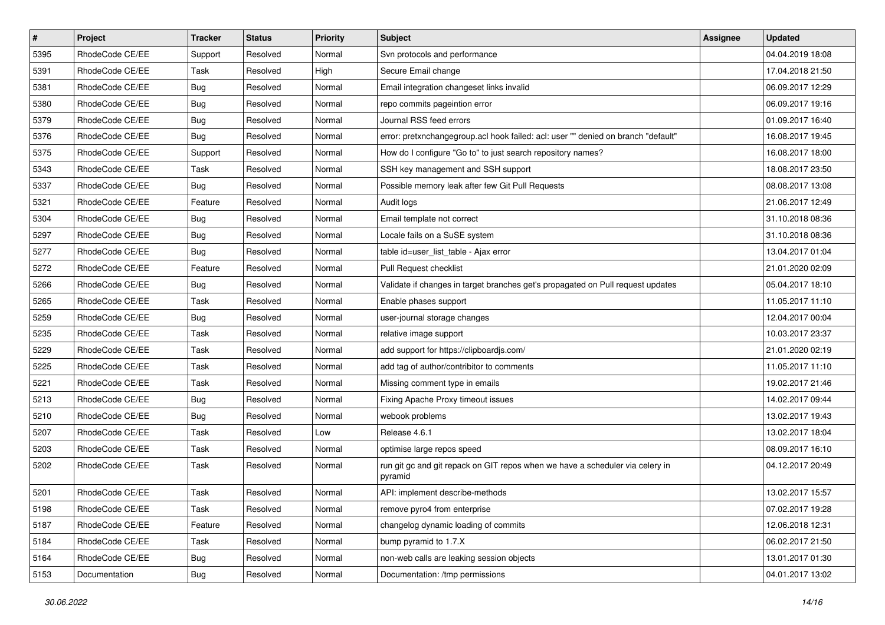| # | Project | Tracker | Status | Priority | Subject | Assignee | Updated |
|---|---|---|---|---|---|---|---|
| 5395 | RhodeCode CE/EE | Support | Resolved | Normal | Svn protocols and performance | | 04.04.2019 18:08 |
| 5391 | RhodeCode CE/EE | Task | Resolved | High | Secure Email change | | 17.04.2018 21:50 |
| 5381 | RhodeCode CE/EE | Bug | Resolved | Normal | Email integration changeset links invalid | | 06.09.2017 12:29 |
| 5380 | RhodeCode CE/EE | Bug | Resolved | Normal | repo commits pageintion error | | 06.09.2017 19:16 |
| 5379 | RhodeCode CE/EE | Bug | Resolved | Normal | Journal RSS feed errors | | 01.09.2017 16:40 |
| 5376 | RhodeCode CE/EE | Bug | Resolved | Normal | error: pretxnchangegroup.acl hook failed: acl: user "" denied on branch "default" | | 16.08.2017 19:45 |
| 5375 | RhodeCode CE/EE | Support | Resolved | Normal | How do I configure "Go to" to just search repository names? | | 16.08.2017 18:00 |
| 5343 | RhodeCode CE/EE | Task | Resolved | Normal | SSH key management and SSH support | | 18.08.2017 23:50 |
| 5337 | RhodeCode CE/EE | Bug | Resolved | Normal | Possible memory leak after few Git Pull Requests | | 08.08.2017 13:08 |
| 5321 | RhodeCode CE/EE | Feature | Resolved | Normal | Audit logs | | 21.06.2017 12:49 |
| 5304 | RhodeCode CE/EE | Bug | Resolved | Normal | Email template not correct | | 31.10.2018 08:36 |
| 5297 | RhodeCode CE/EE | Bug | Resolved | Normal | Locale fails on a SuSE system | | 31.10.2018 08:36 |
| 5277 | RhodeCode CE/EE | Bug | Resolved | Normal | table id=user_list_table - Ajax error | | 13.04.2017 01:04 |
| 5272 | RhodeCode CE/EE | Feature | Resolved | Normal | Pull Request checklist | | 21.01.2020 02:09 |
| 5266 | RhodeCode CE/EE | Bug | Resolved | Normal | Validate if changes in target branches get's propagated on Pull request updates | | 05.04.2017 18:10 |
| 5265 | RhodeCode CE/EE | Task | Resolved | Normal | Enable phases support | | 11.05.2017 11:10 |
| 5259 | RhodeCode CE/EE | Bug | Resolved | Normal | user-journal storage changes | | 12.04.2017 00:04 |
| 5235 | RhodeCode CE/EE | Task | Resolved | Normal | relative image support | | 10.03.2017 23:37 |
| 5229 | RhodeCode CE/EE | Task | Resolved | Normal | add support for https://clipboardjs.com/ | | 21.01.2020 02:19 |
| 5225 | RhodeCode CE/EE | Task | Resolved | Normal | add tag of author/contribitor to comments | | 11.05.2017 11:10 |
| 5221 | RhodeCode CE/EE | Task | Resolved | Normal | Missing comment type in emails | | 19.02.2017 21:46 |
| 5213 | RhodeCode CE/EE | Bug | Resolved | Normal | Fixing Apache Proxy timeout issues | | 14.02.2017 09:44 |
| 5210 | RhodeCode CE/EE | Bug | Resolved | Normal | webook problems | | 13.02.2017 19:43 |
| 5207 | RhodeCode CE/EE | Task | Resolved | Low | Release 4.6.1 | | 13.02.2017 18:04 |
| 5203 | RhodeCode CE/EE | Task | Resolved | Normal | optimise large repos speed | | 08.09.2017 16:10 |
| 5202 | RhodeCode CE/EE | Task | Resolved | Normal | run git gc and git repack on GIT repos when we have a scheduler via celery in pyramid | | 04.12.2017 20:49 |
| 5201 | RhodeCode CE/EE | Task | Resolved | Normal | API: implement describe-methods | | 13.02.2017 15:57 |
| 5198 | RhodeCode CE/EE | Task | Resolved | Normal | remove pyro4 from enterprise | | 07.02.2017 19:28 |
| 5187 | RhodeCode CE/EE | Feature | Resolved | Normal | changelog dynamic loading of commits | | 12.06.2018 12:31 |
| 5184 | RhodeCode CE/EE | Task | Resolved | Normal | bump pyramid to 1.7.X | | 06.02.2017 21:50 |
| 5164 | RhodeCode CE/EE | Bug | Resolved | Normal | non-web calls are leaking session objects | | 13.01.2017 01:30 |
| 5153 | Documentation | Bug | Resolved | Normal | Documentation: /tmp permissions | | 04.01.2017 13:02 |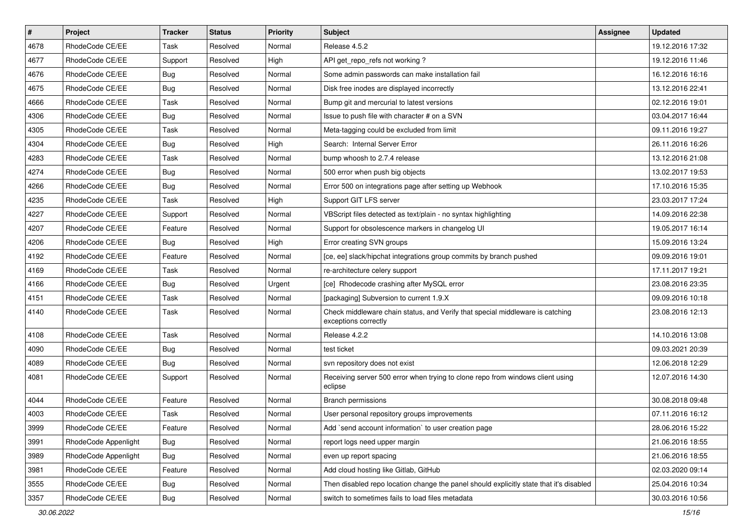| # | Project | Tracker | Status | Priority | Subject | Assignee | Updated |
|---|---|---|---|---|---|---|---|
| 4678 | RhodeCode CE/EE | Task | Resolved | Normal | Release 4.5.2 | | 19.12.2016 17:32 |
| 4677 | RhodeCode CE/EE | Support | Resolved | High | API get_repo_refs not working ? | | 19.12.2016 11:46 |
| 4676 | RhodeCode CE/EE | Bug | Resolved | Normal | Some admin passwords can make installation fail | | 16.12.2016 16:16 |
| 4675 | RhodeCode CE/EE | Bug | Resolved | Normal | Disk free inodes are displayed incorrectly | | 13.12.2016 22:41 |
| 4666 | RhodeCode CE/EE | Task | Resolved | Normal | Bump git and mercurial to latest versions | | 02.12.2016 19:01 |
| 4306 | RhodeCode CE/EE | Bug | Resolved | Normal | Issue to push file with character # on a SVN | | 03.04.2017 16:44 |
| 4305 | RhodeCode CE/EE | Task | Resolved | Normal | Meta-tagging could be excluded from limit | | 09.11.2016 19:27 |
| 4304 | RhodeCode CE/EE | Bug | Resolved | High | Search: Internal Server Error | | 26.11.2016 16:26 |
| 4283 | RhodeCode CE/EE | Task | Resolved | Normal | bump whoosh to 2.7.4 release | | 13.12.2016 21:08 |
| 4274 | RhodeCode CE/EE | Bug | Resolved | Normal | 500 error when push big objects | | 13.02.2017 19:53 |
| 4266 | RhodeCode CE/EE | Bug | Resolved | Normal | Error 500 on integrations page after setting up Webhook | | 17.10.2016 15:35 |
| 4235 | RhodeCode CE/EE | Task | Resolved | High | Support GIT LFS server | | 23.03.2017 17:24 |
| 4227 | RhodeCode CE/EE | Support | Resolved | Normal | VBScript files detected as text/plain - no syntax highlighting | | 14.09.2016 22:38 |
| 4207 | RhodeCode CE/EE | Feature | Resolved | Normal | Support for obsolescence markers in changelog UI | | 19.05.2017 16:14 |
| 4206 | RhodeCode CE/EE | Bug | Resolved | High | Error creating SVN groups | | 15.09.2016 13:24 |
| 4192 | RhodeCode CE/EE | Feature | Resolved | Normal | [ce, ee] slack/hipchat integrations group commits by branch pushed | | 09.09.2016 19:01 |
| 4169 | RhodeCode CE/EE | Task | Resolved | Normal | re-architecture celery support | | 17.11.2017 19:21 |
| 4166 | RhodeCode CE/EE | Bug | Resolved | Urgent | [ce] Rhodecode crashing after MySQL error | | 23.08.2016 23:35 |
| 4151 | RhodeCode CE/EE | Task | Resolved | Normal | [packaging] Subversion to current 1.9.X | | 09.09.2016 10:18 |
| 4140 | RhodeCode CE/EE | Task | Resolved | Normal | Check middleware chain status, and Verify that special middleware is catching exceptions correctly | | 23.08.2016 12:13 |
| 4108 | RhodeCode CE/EE | Task | Resolved | Normal | Release 4.2.2 | | 14.10.2016 13:08 |
| 4090 | RhodeCode CE/EE | Bug | Resolved | Normal | test ticket | | 09.03.2021 20:39 |
| 4089 | RhodeCode CE/EE | Bug | Resolved | Normal | svn repository does not exist | | 12.06.2018 12:29 |
| 4081 | RhodeCode CE/EE | Support | Resolved | Normal | Receiving server 500 error when trying to clone repo from windows client using eclipse | | 12.07.2016 14:30 |
| 4044 | RhodeCode CE/EE | Feature | Resolved | Normal | Branch permissions | | 30.08.2018 09:48 |
| 4003 | RhodeCode CE/EE | Task | Resolved | Normal | User personal repository groups improvements | | 07.11.2016 16:12 |
| 3999 | RhodeCode CE/EE | Feature | Resolved | Normal | Add `send account information` to user creation page | | 28.06.2016 15:22 |
| 3991 | RhodeCode Appenlight | Bug | Resolved | Normal | report logs need upper margin | | 21.06.2016 18:55 |
| 3989 | RhodeCode Appenlight | Bug | Resolved | Normal | even up report spacing | | 21.06.2016 18:55 |
| 3981 | RhodeCode CE/EE | Feature | Resolved | Normal | Add cloud hosting like Gitlab, GitHub | | 02.03.2020 09:14 |
| 3555 | RhodeCode CE/EE | Bug | Resolved | Normal | Then disabled repo location change the panel should explicitly state that it's disabled | | 25.04.2016 10:34 |
| 3357 | RhodeCode CE/EE | Bug | Resolved | Normal | switch to sometimes fails to load files metadata | | 30.03.2016 10:56 |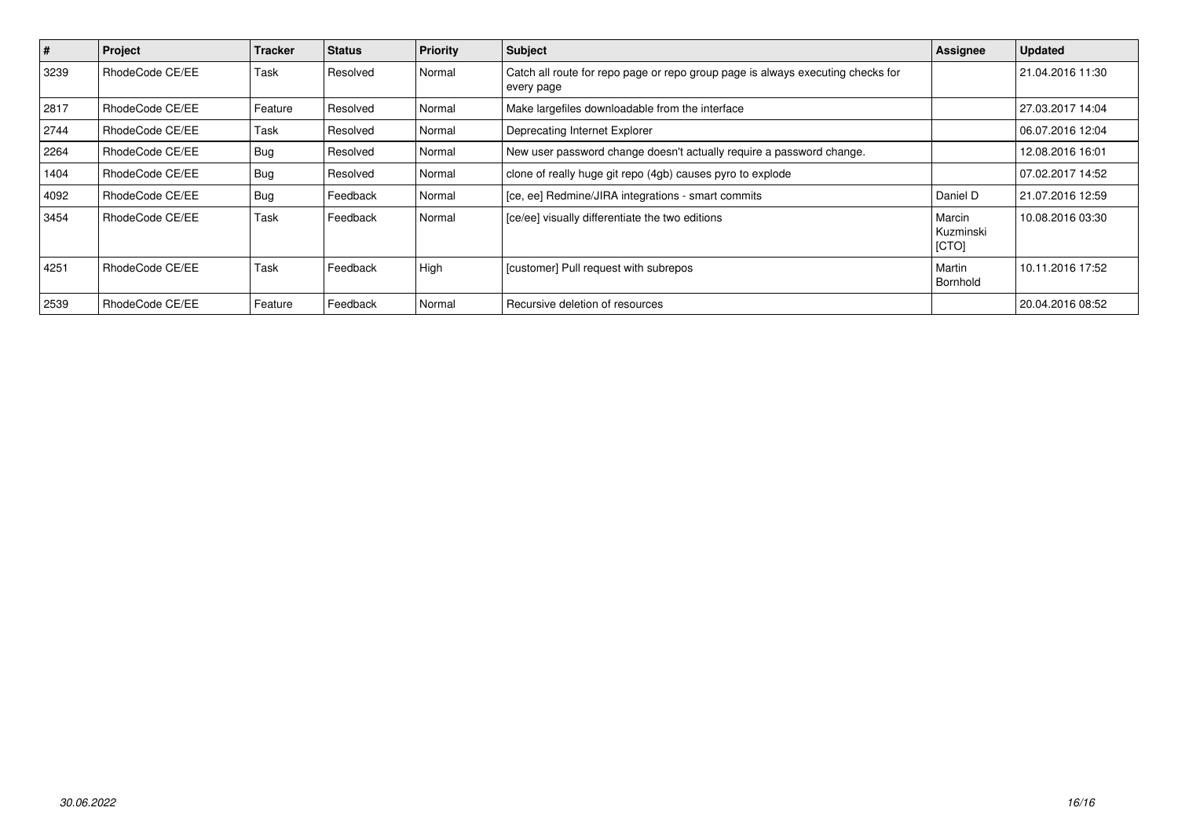| # | Project | Tracker | Status | Priority | Subject | Assignee | Updated |
|---|---|---|---|---|---|---|---|
| 3239 | RhodeCode CE/EE | Task | Resolved | Normal | Catch all route for repo page or repo group page is always executing checks for every page | | 21.04.2016 11:30 |
| 2817 | RhodeCode CE/EE | Feature | Resolved | Normal | Make largefiles downloadable from the interface | | 27.03.2017 14:04 |
| 2744 | RhodeCode CE/EE | Task | Resolved | Normal | Deprecating Internet Explorer | | 06.07.2016 12:04 |
| 2264 | RhodeCode CE/EE | Bug | Resolved | Normal | New user password change doesn't actually require a password change. | | 12.08.2016 16:01 |
| 1404 | RhodeCode CE/EE | Bug | Resolved | Normal | clone of really huge git repo (4gb) causes pyro to explode | | 07.02.2017 14:52 |
| 4092 | RhodeCode CE/EE | Bug | Feedback | Normal | [ce, ee] Redmine/JIRA integrations - smart commits | Daniel D | 21.07.2016 12:59 |
| 3454 | RhodeCode CE/EE | Task | Feedback | Normal | [ce/ee] visually differentiate the two editions | Marcin Kuzminski [CTO] | 10.08.2016 03:30 |
| 4251 | RhodeCode CE/EE | Task | Feedback | High | [customer] Pull request with subrepos | Martin Bornhold | 10.11.2016 17:52 |
| 2539 | RhodeCode CE/EE | Feature | Feedback | Normal | Recursive deletion of resources | | 20.04.2016 08:52 |